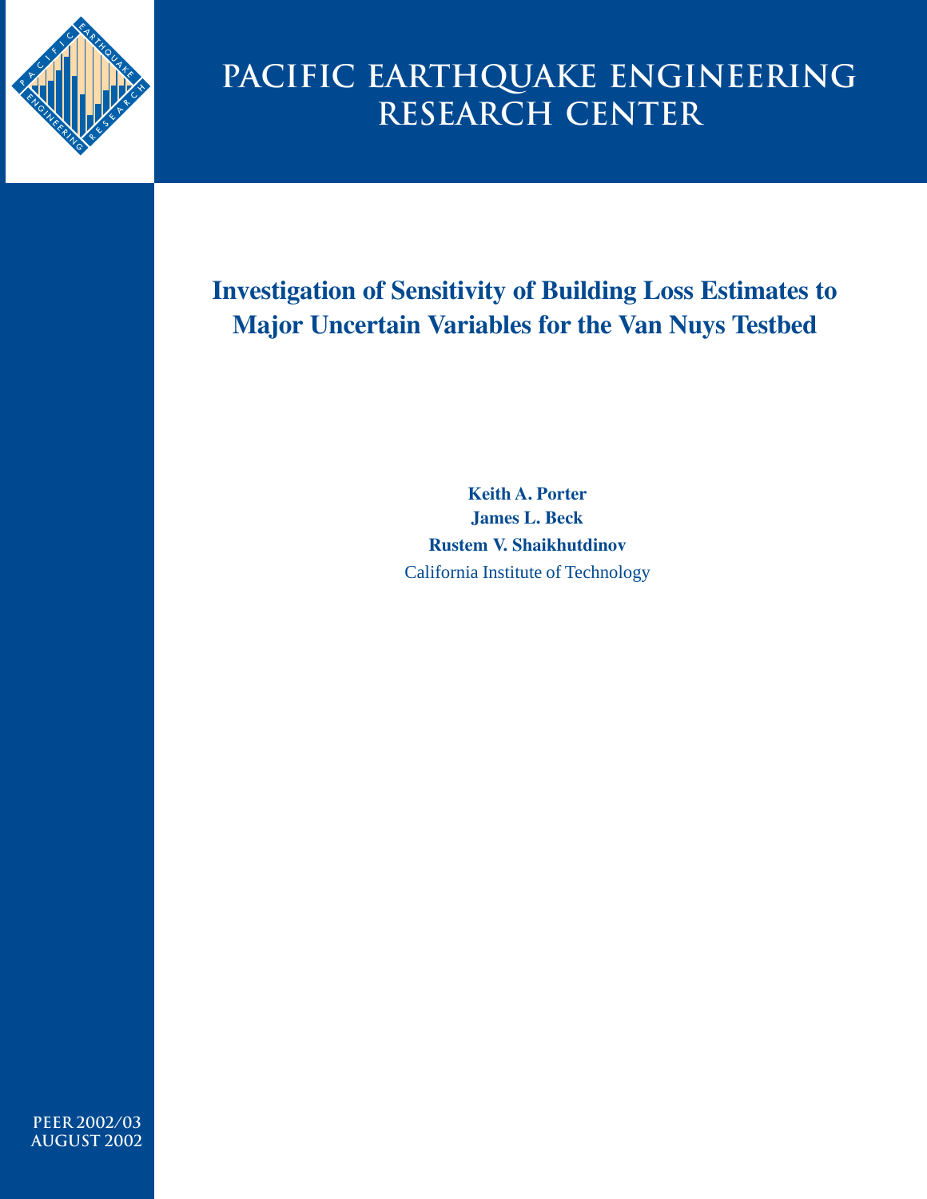# PACIFIC EARTHQUAKE ENGINEERING RESEARCH CENTER

## Investigation of Sensitivity of Building Loss Estimates to Major Uncertain Variables for the Van Nuys Testbed

**Keith A. Porter**
**James L. Beck**
**Rustem V. Shaikhutdinov**
California Institute of Technology

PEER 2002/03
AUGUST 2002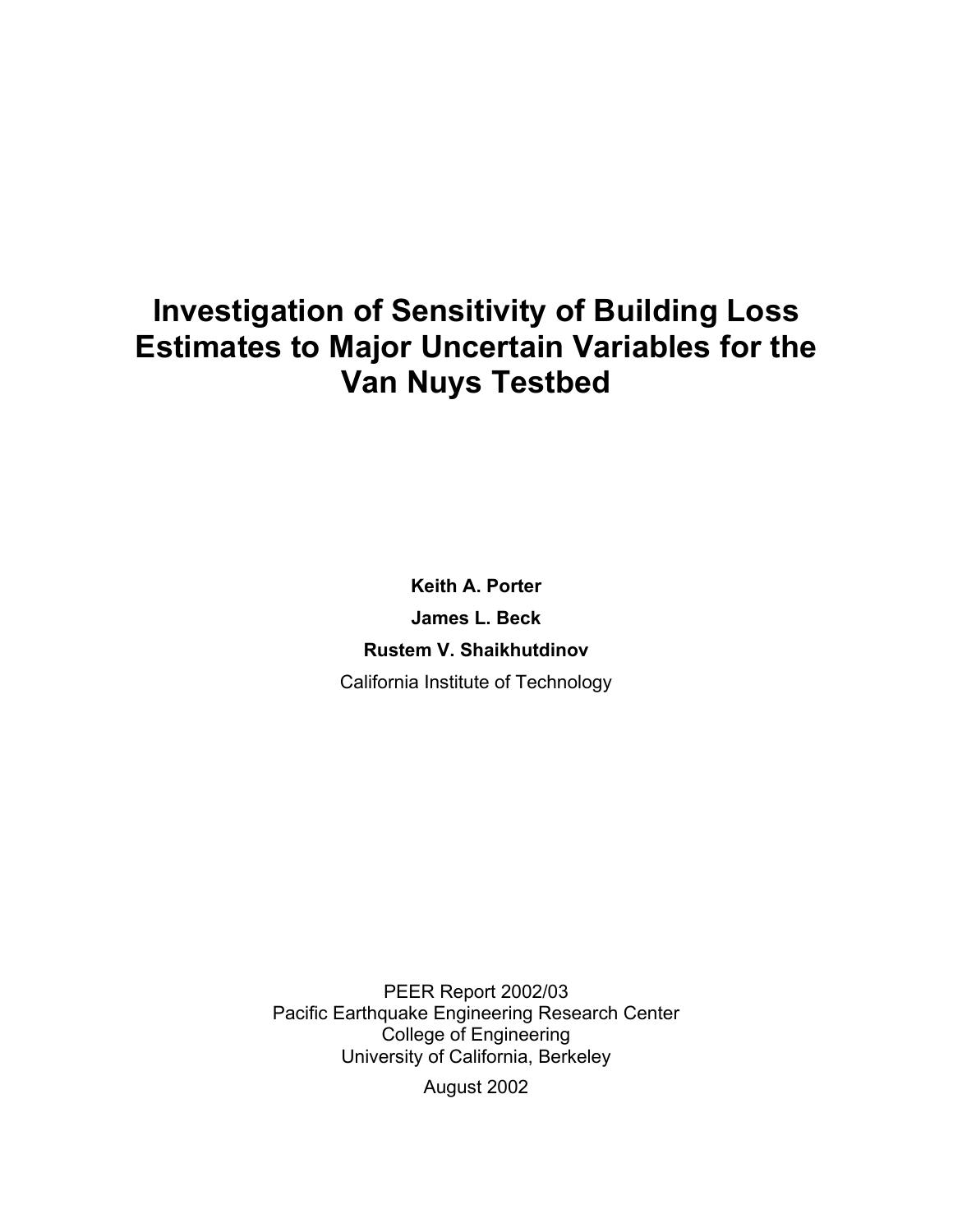# Investigation of Sensitivity of Building Loss Estimates to Major Uncertain Variables for the Van Nuys Testbed

**Keith A. Porter**

**James L. Beck**

**Rustem V. Shaikhutdinov**

California Institute of Technology

PEER Report 2002/03
Pacific Earthquake Engineering Research Center
College of Engineering
University of California, Berkeley

August 2002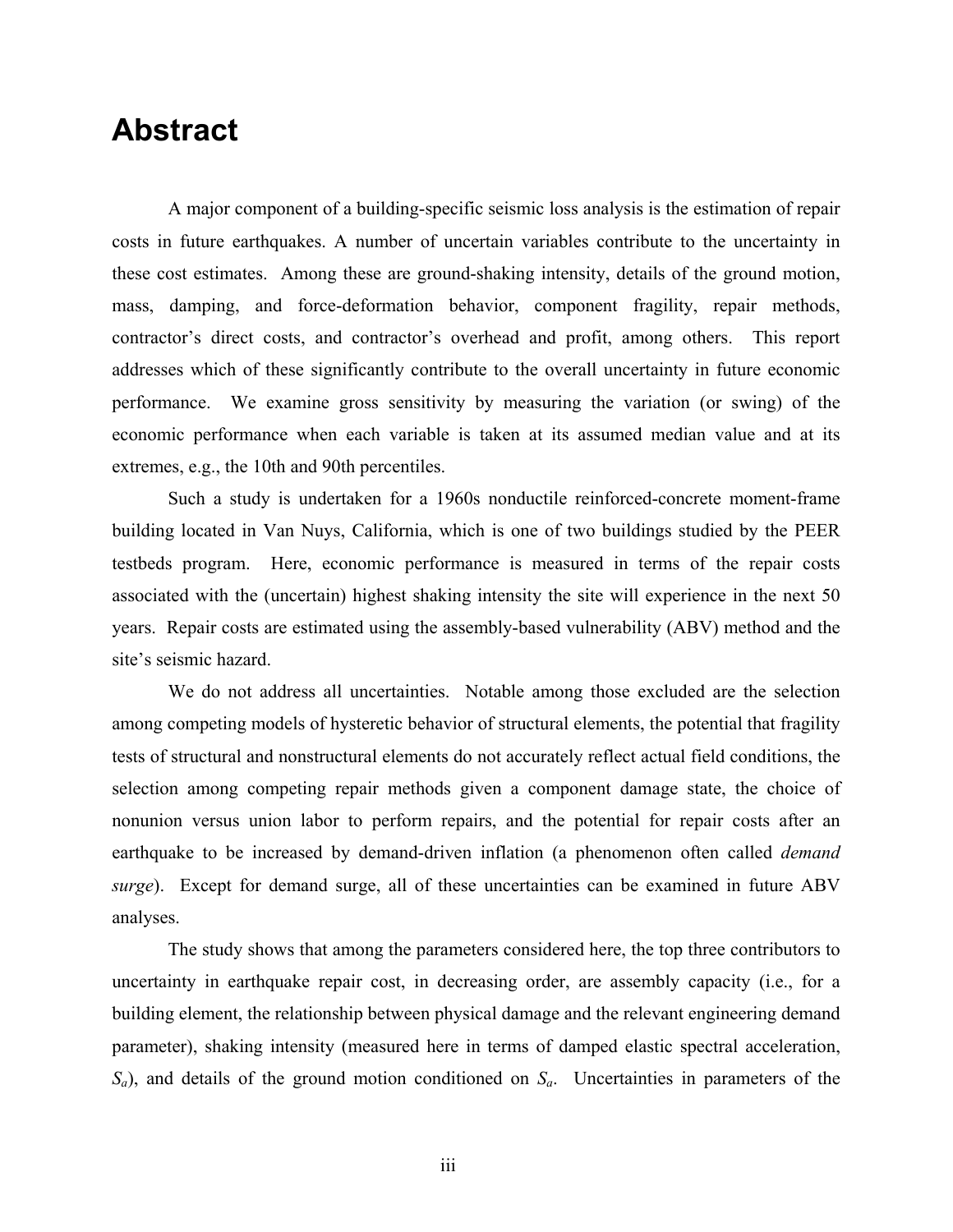# Abstract

A major component of a building-specific seismic loss analysis is the estimation of repair costs in future earthquakes. A number of uncertain variables contribute to the uncertainty in these cost estimates. Among these are ground-shaking intensity, details of the ground motion, mass, damping, and force-deformation behavior, component fragility, repair methods, contractor's direct costs, and contractor's overhead and profit, among others. This report addresses which of these significantly contribute to the overall uncertainty in future economic performance. We examine gross sensitivity by measuring the variation (or swing) of the economic performance when each variable is taken at its assumed median value and at its extremes, e.g., the 10th and 90th percentiles.

Such a study is undertaken for a 1960s nonductile reinforced-concrete moment-frame building located in Van Nuys, California, which is one of two buildings studied by the PEER testbeds program. Here, economic performance is measured in terms of the repair costs associated with the (uncertain) highest shaking intensity the site will experience in the next 50 years. Repair costs are estimated using the assembly-based vulnerability (ABV) method and the site's seismic hazard.

We do not address all uncertainties. Notable among those excluded are the selection among competing models of hysteretic behavior of structural elements, the potential that fragility tests of structural and nonstructural elements do not accurately reflect actual field conditions, the selection among competing repair methods given a component damage state, the choice of nonunion versus union labor to perform repairs, and the potential for repair costs after an earthquake to be increased by demand-driven inflation (a phenomenon often called *demand surge*). Except for demand surge, all of these uncertainties can be examined in future ABV analyses.

The study shows that among the parameters considered here, the top three contributors to uncertainty in earthquake repair cost, in decreasing order, are assembly capacity (i.e., for a building element, the relationship between physical damage and the relevant engineering demand parameter), shaking intensity (measured here in terms of damped elastic spectral acceleration, $S_a$), and details of the ground motion conditioned on $S_a$. Uncertainties in parameters of the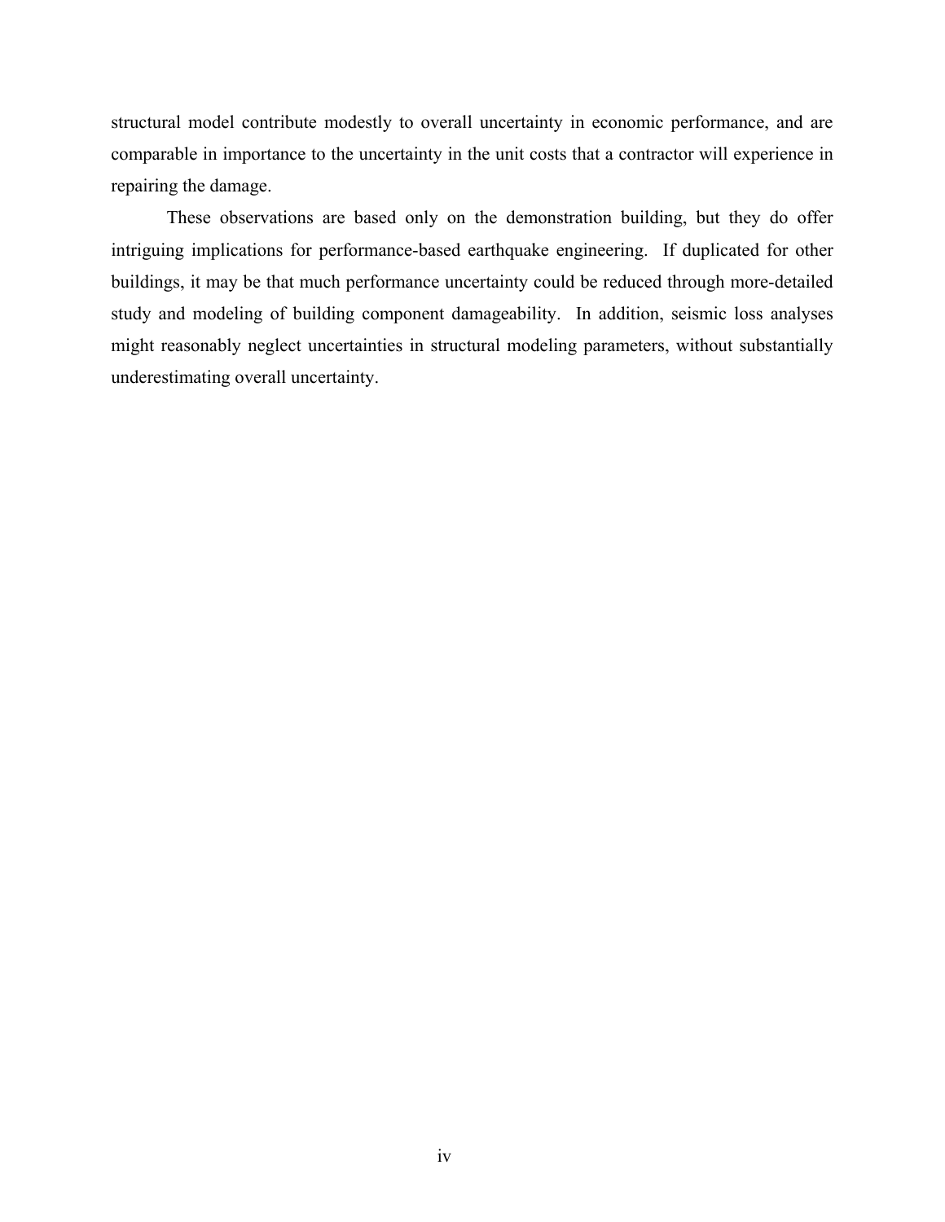structural model contribute modestly to overall uncertainty in economic performance, and are comparable in importance to the uncertainty in the unit costs that a contractor will experience in repairing the damage.

These observations are based only on the demonstration building, but they do offer intriguing implications for performance-based earthquake engineering. If duplicated for other buildings, it may be that much performance uncertainty could be reduced through more-detailed study and modeling of building component damageability. In addition, seismic loss analyses might reasonably neglect uncertainties in structural modeling parameters, without substantially underestimating overall uncertainty.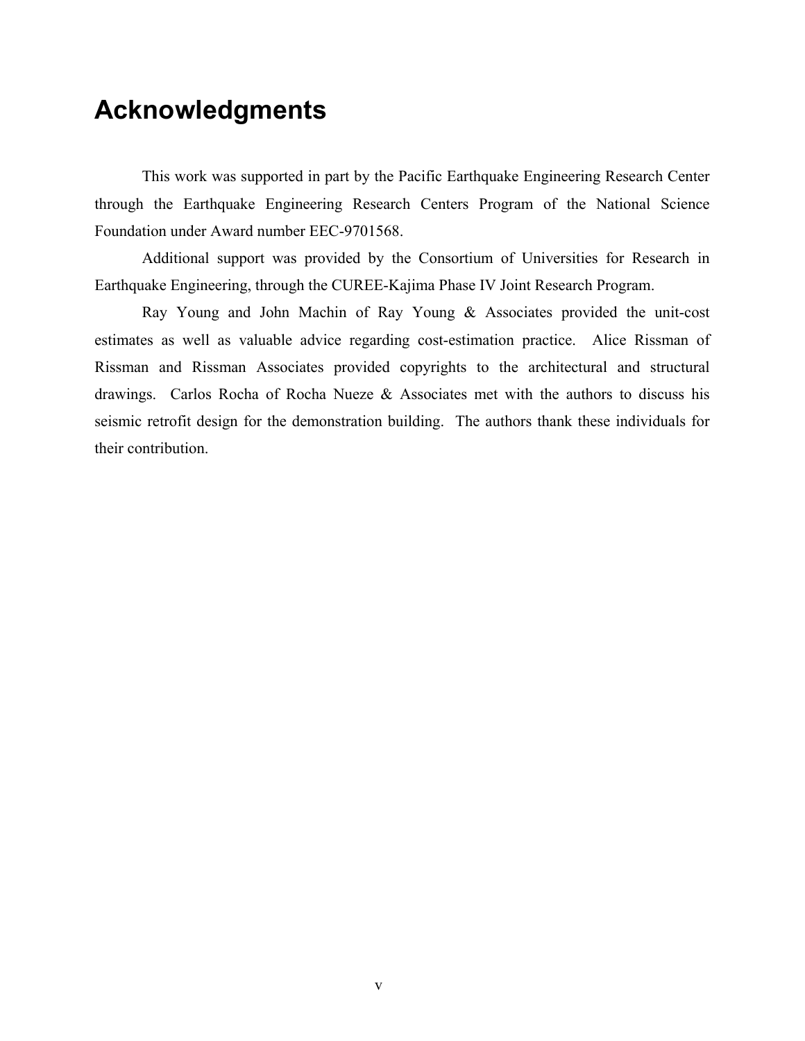# Acknowledgments

This work was supported in part by the Pacific Earthquake Engineering Research Center through the Earthquake Engineering Research Centers Program of the National Science Foundation under Award number EEC-9701568.

Additional support was provided by the Consortium of Universities for Research in Earthquake Engineering, through the CUREE-Kajima Phase IV Joint Research Program.

Ray Young and John Machin of Ray Young & Associates provided the unit-cost estimates as well as valuable advice regarding cost-estimation practice. Alice Rissman of Rissman and Rissman Associates provided copyrights to the architectural and structural drawings. Carlos Rocha of Rocha Nueze & Associates met with the authors to discuss his seismic retrofit design for the demonstration building. The authors thank these individuals for their contribution.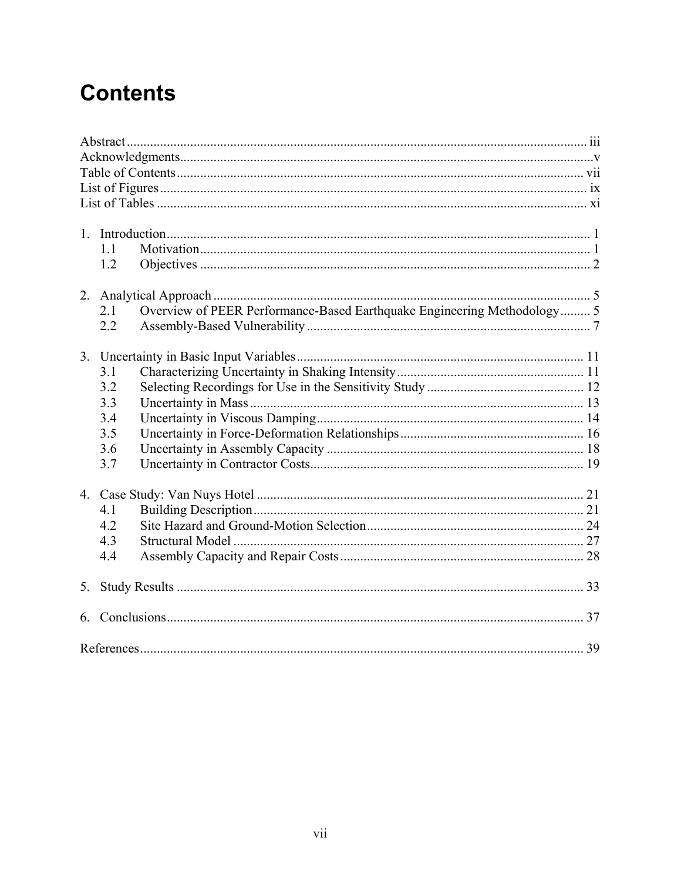# Contents

Abstract ........................................................................................................................... iii
Acknowledgments.............................................................................................................v
Table of Contents ........................................................................................................... vii
List of Figures ................................................................................................................. ix
List of Tables .................................................................................................................. xi

1. Introduction ................................................................................................................. 1
   - 1.1 Motivation ........................................................................................................... 1
   - 1.2 Objectives ........................................................................................................... 2

2. Analytical Approach .................................................................................................... 5
   - 2.1 Overview of PEER Performance-Based Earthquake Engineering Methodology......... 5
   - 2.2 Assembly-Based Vulnerability ............................................................................. 7

3. Uncertainty in Basic Input Variables ........................................................................ 11
   - 3.1 Characterizing Uncertainty in Shaking Intensity ................................................ 11
   - 3.2 Selecting Recordings for Use in the Sensitivity Study ....................................... 12
   - 3.3 Uncertainty in Mass ........................................................................................... 13
   - 3.4 Uncertainty in Viscous Damping ........................................................................ 14
   - 3.5 Uncertainty in Force-Deformation Relationships ............................................... 16
   - 3.6 Uncertainty in Assembly Capacity ..................................................................... 18
   - 3.7 Uncertainty in Contractor Costs .......................................................................... 19

4. Case Study: Van Nuys Hotel ..................................................................................... 21
   - 4.1 Building Description .......................................................................................... 21
   - 4.2 Site Hazard and Ground-Motion Selection ......................................................... 24
   - 4.3 Structural Model ................................................................................................ 27
   - 4.4 Assembly Capacity and Repair Costs ................................................................. 28

5. Study Results ............................................................................................................ 33

6. Conclusions ............................................................................................................... 37

References ..................................................................................................................... 39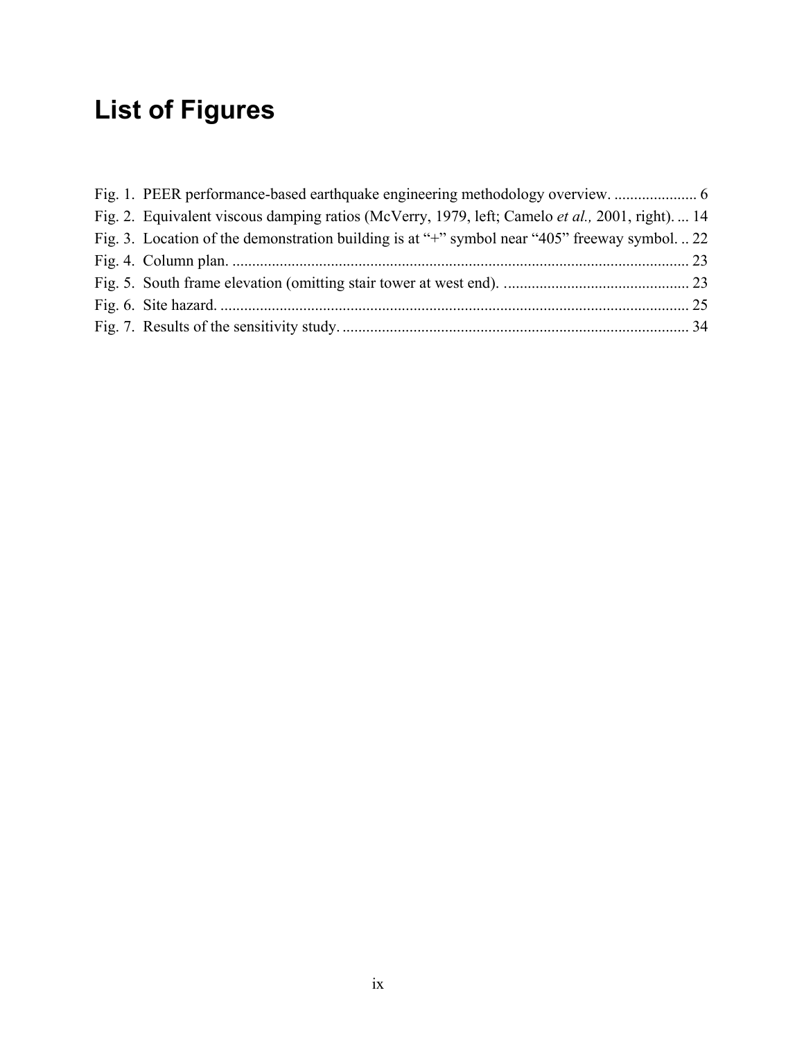# List of Figures

Fig. 1. PEER performance-based earthquake engineering methodology overview. ..................... 6
Fig. 2. Equivalent viscous damping ratios (McVerry, 1979, left; Camelo *et al.,* 2001, right). ... 14
Fig. 3. Location of the demonstration building is at "+" symbol near "405" freeway symbol. .. 22
Fig. 4. Column plan. .................................................................................................................... 23
Fig. 5. South frame elevation (omitting stair tower at west end). ............................................... 23
Fig. 6. Site hazard. ....................................................................................................................... 25
Fig. 7. Results of the sensitivity study. ........................................................................................ 34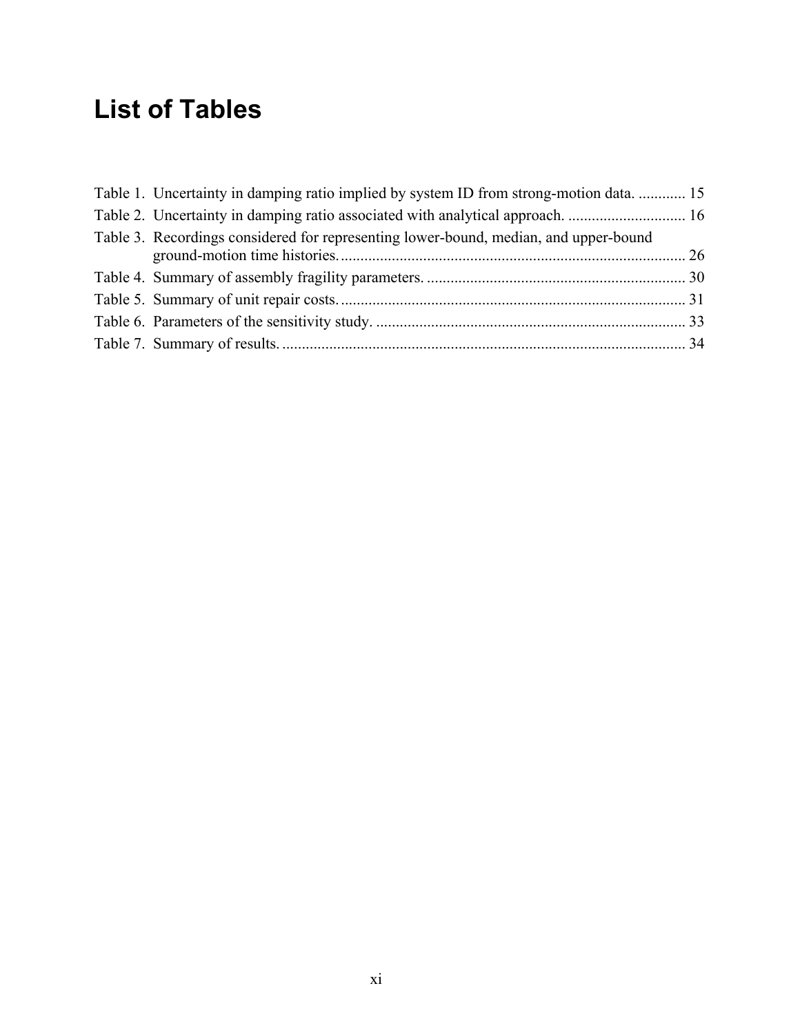# List of Tables

Table 1. Uncertainty in damping ratio implied by system ID from strong-motion data. ............ 15

Table 2. Uncertainty in damping ratio associated with analytical approach. .............................. 16

Table 3. Recordings considered for representing lower-bound, median, and upper-bound ground-motion time histories. ....................................................................................... 26

Table 4. Summary of assembly fragility parameters. ................................................................. 30

Table 5. Summary of unit repair costs. ....................................................................................... 31

Table 6. Parameters of the sensitivity study. .............................................................................. 33

Table 7. Summary of results. ...................................................................................................... 34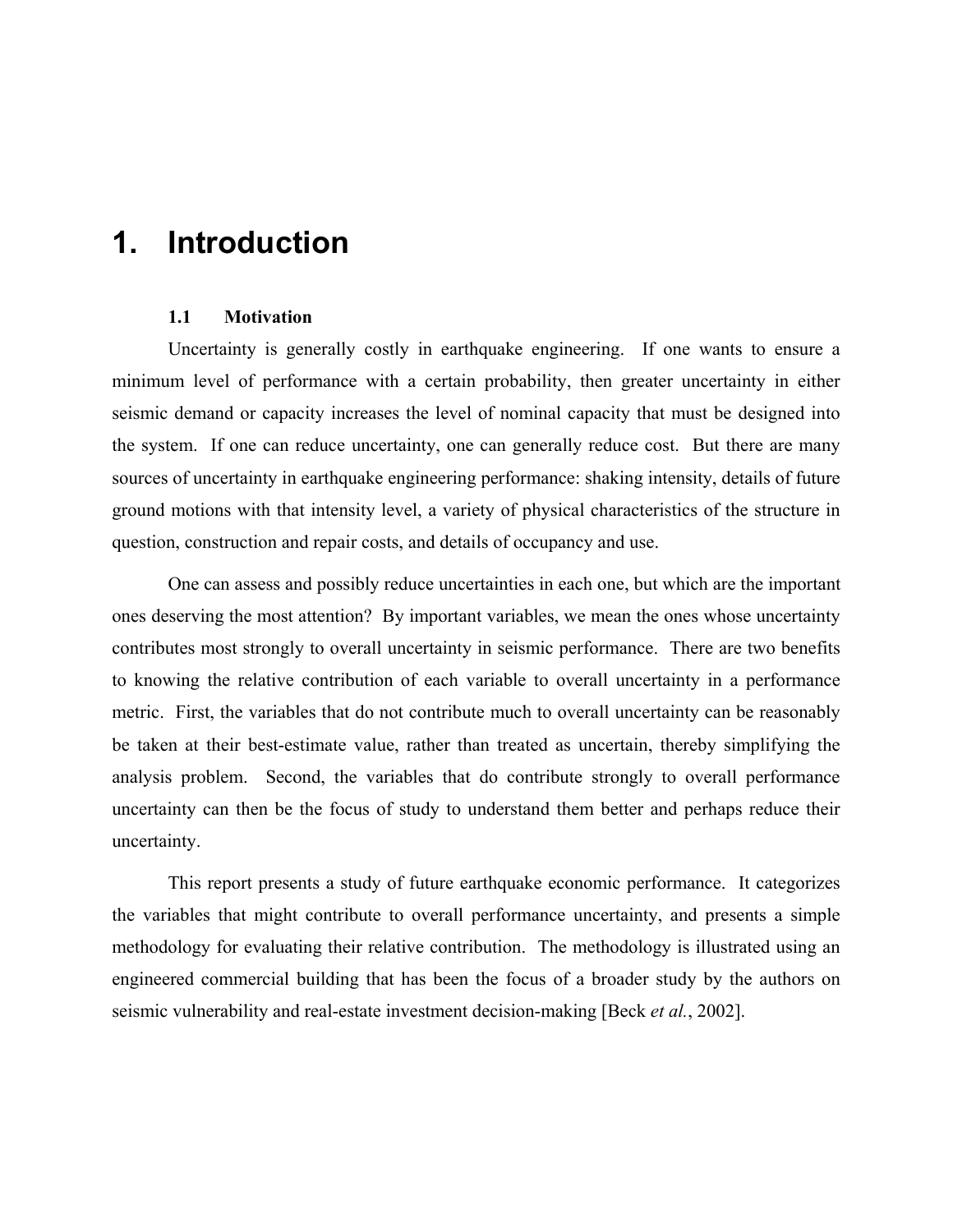# 1. Introduction

### 1.1 Motivation

Uncertainty is generally costly in earthquake engineering. If one wants to ensure a minimum level of performance with a certain probability, then greater uncertainty in either seismic demand or capacity increases the level of nominal capacity that must be designed into the system. If one can reduce uncertainty, one can generally reduce cost. But there are many sources of uncertainty in earthquake engineering performance: shaking intensity, details of future ground motions with that intensity level, a variety of physical characteristics of the structure in question, construction and repair costs, and details of occupancy and use.

One can assess and possibly reduce uncertainties in each one, but which are the important ones deserving the most attention? By important variables, we mean the ones whose uncertainty contributes most strongly to overall uncertainty in seismic performance. There are two benefits to knowing the relative contribution of each variable to overall uncertainty in a performance metric. First, the variables that do not contribute much to overall uncertainty can be reasonably be taken at their best-estimate value, rather than treated as uncertain, thereby simplifying the analysis problem. Second, the variables that do contribute strongly to overall performance uncertainty can then be the focus of study to understand them better and perhaps reduce their uncertainty.

This report presents a study of future earthquake economic performance. It categorizes the variables that might contribute to overall performance uncertainty, and presents a simple methodology for evaluating their relative contribution. The methodology is illustrated using an engineered commercial building that has been the focus of a broader study by the authors on seismic vulnerability and real-estate investment decision-making [Beck *et al.*, 2002].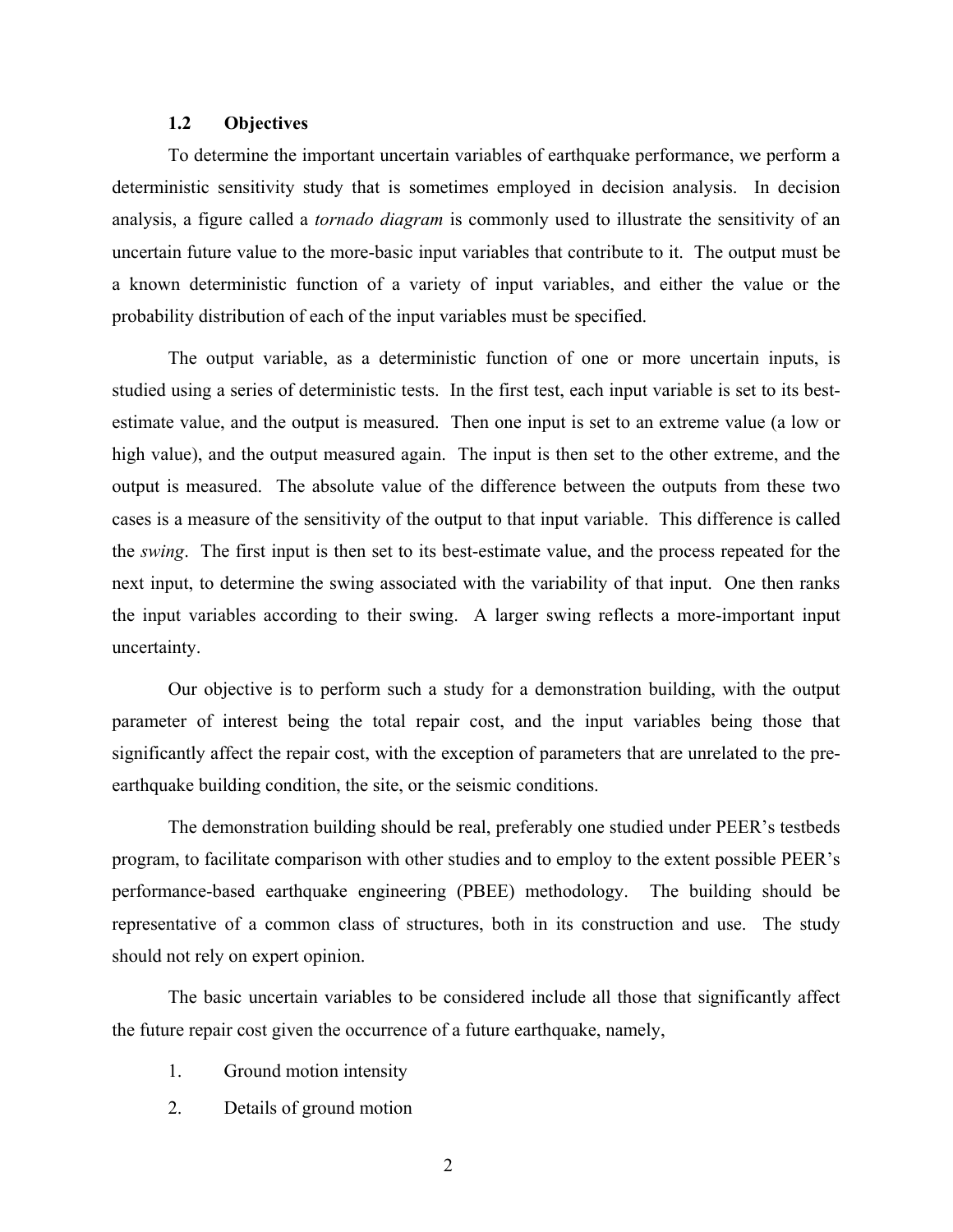### 1.2 Objectives

To determine the important uncertain variables of earthquake performance, we perform a deterministic sensitivity study that is sometimes employed in decision analysis. In decision analysis, a figure called a *tornado diagram* is commonly used to illustrate the sensitivity of an uncertain future value to the more-basic input variables that contribute to it. The output must be a known deterministic function of a variety of input variables, and either the value or the probability distribution of each of the input variables must be specified.

The output variable, as a deterministic function of one or more uncertain inputs, is studied using a series of deterministic tests. In the first test, each input variable is set to its best-estimate value, and the output is measured. Then one input is set to an extreme value (a low or high value), and the output measured again. The input is then set to the other extreme, and the output is measured. The absolute value of the difference between the outputs from these two cases is a measure of the sensitivity of the output to that input variable. This difference is called the *swing*. The first input is then set to its best-estimate value, and the process repeated for the next input, to determine the swing associated with the variability of that input. One then ranks the input variables according to their swing. A larger swing reflects a more-important input uncertainty.

Our objective is to perform such a study for a demonstration building, with the output parameter of interest being the total repair cost, and the input variables being those that significantly affect the repair cost, with the exception of parameters that are unrelated to the pre-earthquake building condition, the site, or the seismic conditions.

The demonstration building should be real, preferably one studied under PEER's testbeds program, to facilitate comparison with other studies and to employ to the extent possible PEER's performance-based earthquake engineering (PBEE) methodology. The building should be representative of a common class of structures, both in its construction and use. The study should not rely on expert opinion.

The basic uncertain variables to be considered include all those that significantly affect the future repair cost given the occurrence of a future earthquake, namely,

1. Ground motion intensity
2. Details of ground motion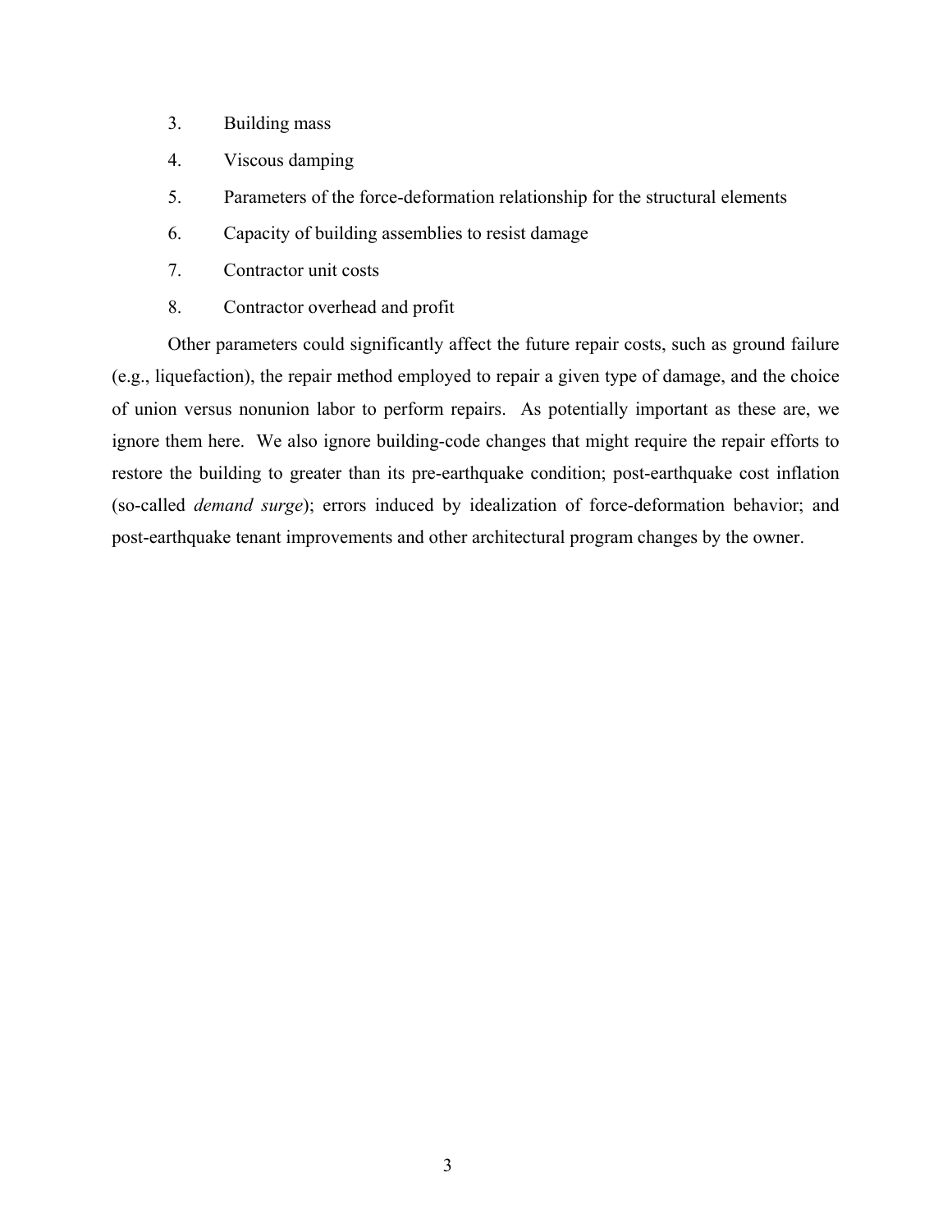3. Building mass
4. Viscous damping
5. Parameters of the force-deformation relationship for the structural elements
6. Capacity of building assemblies to resist damage
7. Contractor unit costs
8. Contractor overhead and profit

Other parameters could significantly affect the future repair costs, such as ground failure (e.g., liquefaction), the repair method employed to repair a given type of damage, and the choice of union versus nonunion labor to perform repairs. As potentially important as these are, we ignore them here. We also ignore building-code changes that might require the repair efforts to restore the building to greater than its pre-earthquake condition; post-earthquake cost inflation (so-called *demand surge*); errors induced by idealization of force-deformation behavior; and post-earthquake tenant improvements and other architectural program changes by the owner.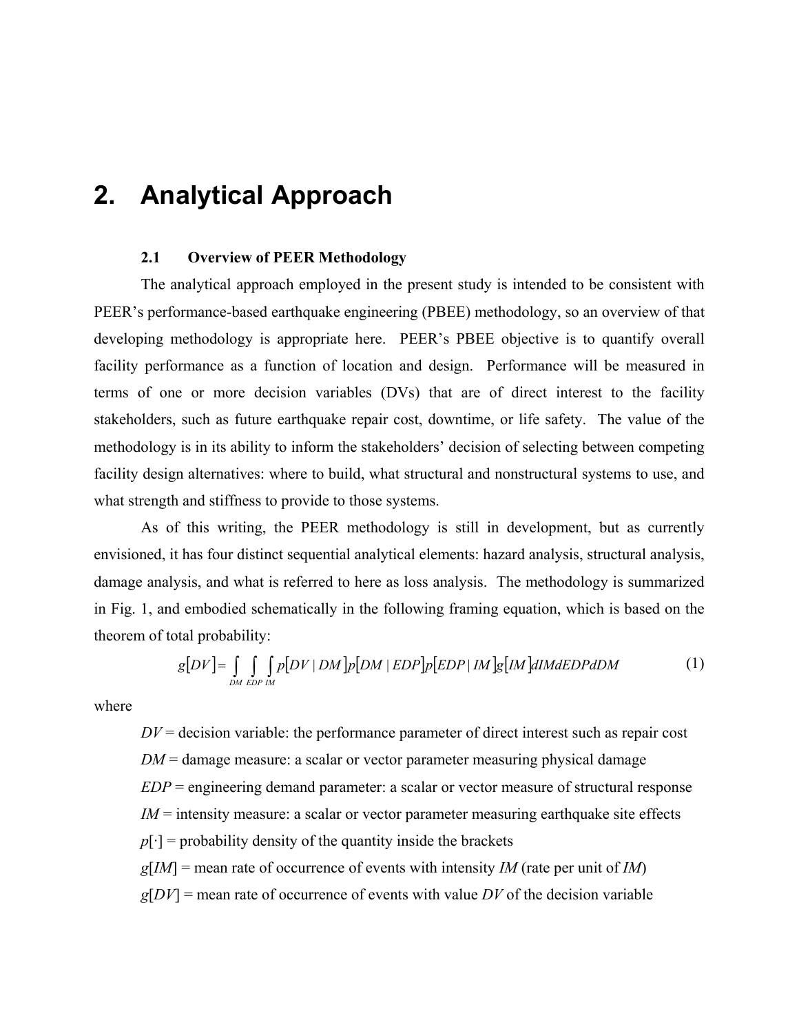# 2. Analytical Approach

## 2.1 Overview of PEER Methodology

The analytical approach employed in the present study is intended to be consistent with PEER's performance-based earthquake engineering (PBEE) methodology, so an overview of that developing methodology is appropriate here. PEER's PBEE objective is to quantify overall facility performance as a function of location and design. Performance will be measured in terms of one or more decision variables (DVs) that are of direct interest to the facility stakeholders, such as future earthquake repair cost, downtime, or life safety. The value of the methodology is in its ability to inform the stakeholders' decision of selecting between competing facility design alternatives: where to build, what structural and nonstructural systems to use, and what strength and stiffness to provide to those systems.

As of this writing, the PEER methodology is still in development, but as currently envisioned, it has four distinct sequential analytical elements: hazard analysis, structural analysis, damage analysis, and what is referred to here as loss analysis. The methodology is summarized in Fig. 1, and embodied schematically in the following framing equation, which is based on the theorem of total probability:

$$g[DV] = \int_{DM} \int_{EDP} \int_{IM} p[DV \mid DM] p[DM \mid EDP] p[EDP \mid IM] g[IM] dIM dEDP dDM \qquad (1)$$

where

$DV$ = decision variable: the performance parameter of direct interest such as repair cost

$DM$ = damage measure: a scalar or vector parameter measuring physical damage

$EDP$ = engineering demand parameter: a scalar or vector measure of structural response

$IM$ = intensity measure: a scalar or vector parameter measuring earthquake site effects

$p[\cdot]$ = probability density of the quantity inside the brackets

$g[IM]$ = mean rate of occurrence of events with intensity $IM$ (rate per unit of $IM$)

$g[DV]$ = mean rate of occurrence of events with value $DV$ of the decision variable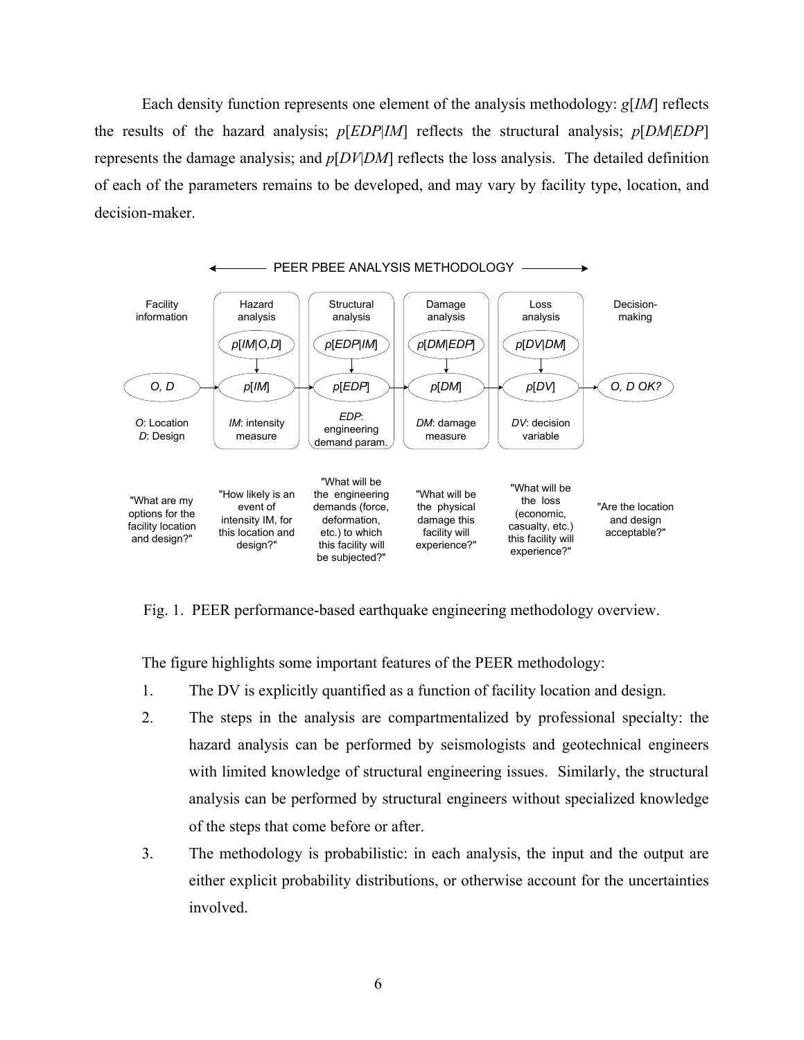Each density function represents one element of the analysis methodology: $g[IM]$ reflects the results of the hazard analysis; $p[EDP|IM]$ reflects the structural analysis; $p[DM|EDP]$ represents the damage analysis; and $p[DV|DM]$ reflects the loss analysis. The detailed definition of each of the parameters remains to be developed, and may vary by facility type, location, and decision-maker.

PEER PBEE ANALYSIS METHODOLOGY

| Facility information | Hazard analysis | Structural analysis | Damage analysis | Loss analysis | Decision-making |
|---|---|---|---|---|---|
| | $p[IM\|O,D]$ | $p[EDP\|IM]$ | $p[DM\|EDP]$ | $p[DV\|DM]$ | |
| $O, D$ | $p[IM]$ | $p[EDP]$ | $p[DM]$ | $p[DV]$ | $O, D$ OK? |
| *O*: Location *D*: Design | *IM*: intensity measure | *EDP*: engineering demand param. | *DM*: damage measure | *DV*: decision variable | |
| "What are my options for the facility location and design?" | "How likely is an event of intensity IM, for this location and design?" | "What will be the engineering demands (force, deformation, etc.) to which this facility will be subjected?" | "What will be the physical damage this facility will experience?" | "What will be the loss (economic, casualty, etc.) this facility will experience?" | "Are the location and design acceptable?" |

Fig. 1. PEER performance-based earthquake engineering methodology overview.

The figure highlights some important features of the PEER methodology:

1. The DV is explicitly quantified as a function of facility location and design.
2. The steps in the analysis are compartmentalized by professional specialty: the hazard analysis can be performed by seismologists and geotechnical engineers with limited knowledge of structural engineering issues. Similarly, the structural analysis can be performed by structural engineers without specialized knowledge of the steps that come before or after.
3. The methodology is probabilistic: in each analysis, the input and the output are either explicit probability distributions, or otherwise account for the uncertainties involved.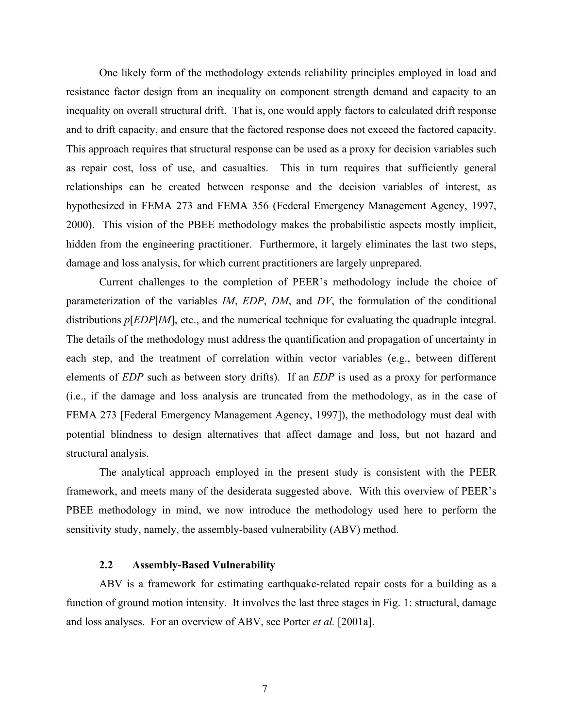One likely form of the methodology extends reliability principles employed in load and resistance factor design from an inequality on component strength demand and capacity to an inequality on overall structural drift. That is, one would apply factors to calculated drift response and to drift capacity, and ensure that the factored response does not exceed the factored capacity. This approach requires that structural response can be used as a proxy for decision variables such as repair cost, loss of use, and casualties. This in turn requires that sufficiently general relationships can be created between response and the decision variables of interest, as hypothesized in FEMA 273 and FEMA 356 (Federal Emergency Management Agency, 1997, 2000). This vision of the PBEE methodology makes the probabilistic aspects mostly implicit, hidden from the engineering practitioner. Furthermore, it largely eliminates the last two steps, damage and loss analysis, for which current practitioners are largely unprepared.

Current challenges to the completion of PEER's methodology include the choice of parameterization of the variables *IM*, *EDP*, *DM*, and *DV*, the formulation of the conditional distributions $p[EDP|IM]$, etc., and the numerical technique for evaluating the quadruple integral. The details of the methodology must address the quantification and propagation of uncertainty in each step, and the treatment of correlation within vector variables (e.g., between different elements of *EDP* such as between story drifts). If an *EDP* is used as a proxy for performance (i.e., if the damage and loss analysis are truncated from the methodology, as in the case of FEMA 273 [Federal Emergency Management Agency, 1997]), the methodology must deal with potential blindness to design alternatives that affect damage and loss, but not hazard and structural analysis.

The analytical approach employed in the present study is consistent with the PEER framework, and meets many of the desiderata suggested above. With this overview of PEER's PBEE methodology in mind, we now introduce the methodology used here to perform the sensitivity study, namely, the assembly-based vulnerability (ABV) method.

### 2.2 Assembly-Based Vulnerability

ABV is a framework for estimating earthquake-related repair costs for a building as a function of ground motion intensity. It involves the last three stages in Fig. 1: structural, damage and loss analyses. For an overview of ABV, see Porter *et al.* [2001a].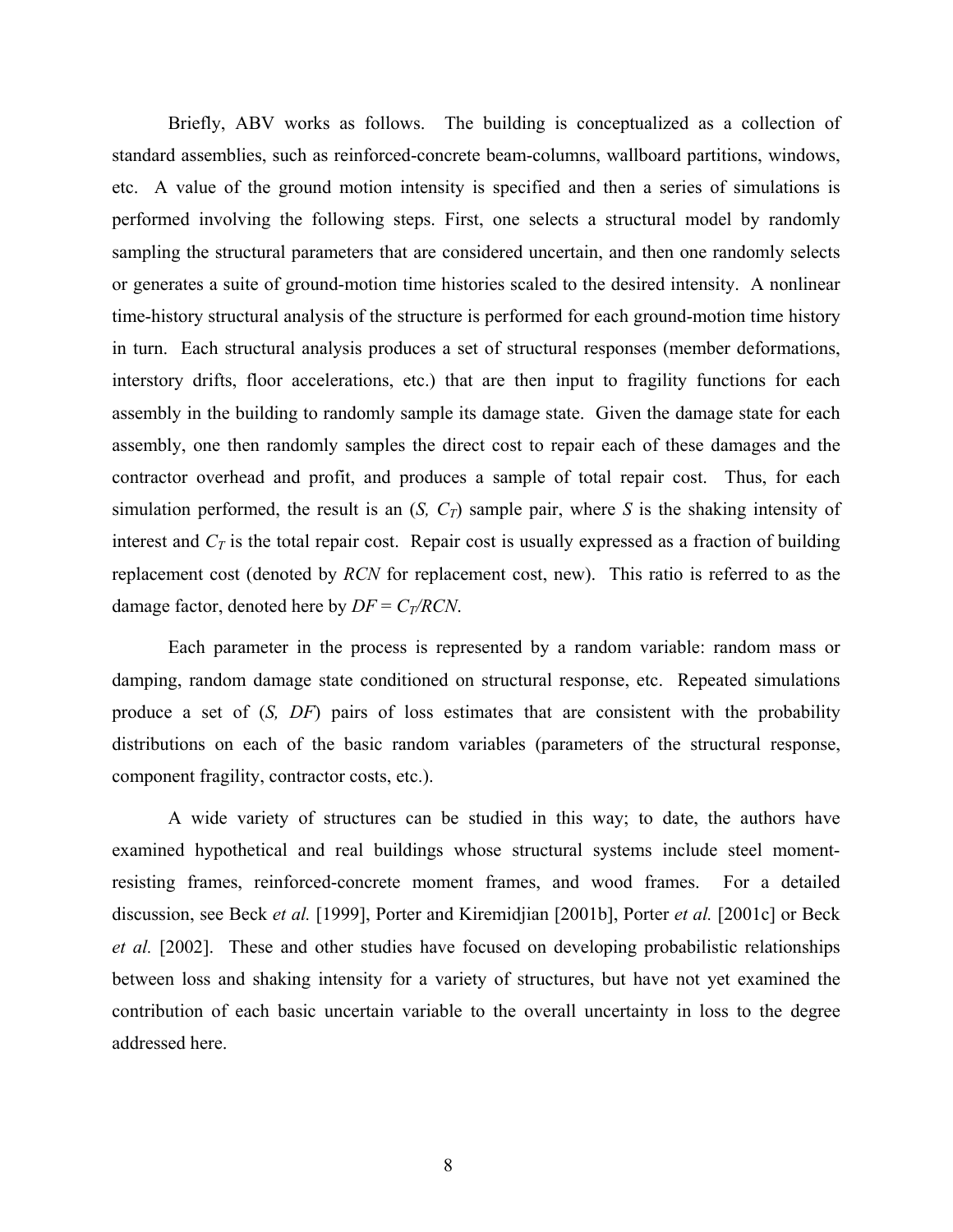Briefly, ABV works as follows. The building is conceptualized as a collection of standard assemblies, such as reinforced-concrete beam-columns, wallboard partitions, windows, etc. A value of the ground motion intensity is specified and then a series of simulations is performed involving the following steps. First, one selects a structural model by randomly sampling the structural parameters that are considered uncertain, and then one randomly selects or generates a suite of ground-motion time histories scaled to the desired intensity. A nonlinear time-history structural analysis of the structure is performed for each ground-motion time history in turn. Each structural analysis produces a set of structural responses (member deformations, interstory drifts, floor accelerations, etc.) that are then input to fragility functions for each assembly in the building to randomly sample its damage state. Given the damage state for each assembly, one then randomly samples the direct cost to repair each of these damages and the contractor overhead and profit, and produces a sample of total repair cost. Thus, for each simulation performed, the result is an ($S$, $C_T$) sample pair, where $S$ is the shaking intensity of interest and $C_T$ is the total repair cost. Repair cost is usually expressed as a fraction of building replacement cost (denoted by $RCN$ for replacement cost, new). This ratio is referred to as the damage factor, denoted here by $DF = C_T/RCN$.

Each parameter in the process is represented by a random variable: random mass or damping, random damage state conditioned on structural response, etc. Repeated simulations produce a set of ($S$, $DF$) pairs of loss estimates that are consistent with the probability distributions on each of the basic random variables (parameters of the structural response, component fragility, contractor costs, etc.).

A wide variety of structures can be studied in this way; to date, the authors have examined hypothetical and real buildings whose structural systems include steel moment-resisting frames, reinforced-concrete moment frames, and wood frames. For a detailed discussion, see Beck *et al.* [1999], Porter and Kiremidjian [2001b], Porter *et al.* [2001c] or Beck *et al.* [2002]. These and other studies have focused on developing probabilistic relationships between loss and shaking intensity for a variety of structures, but have not yet examined the contribution of each basic uncertain variable to the overall uncertainty in loss to the degree addressed here.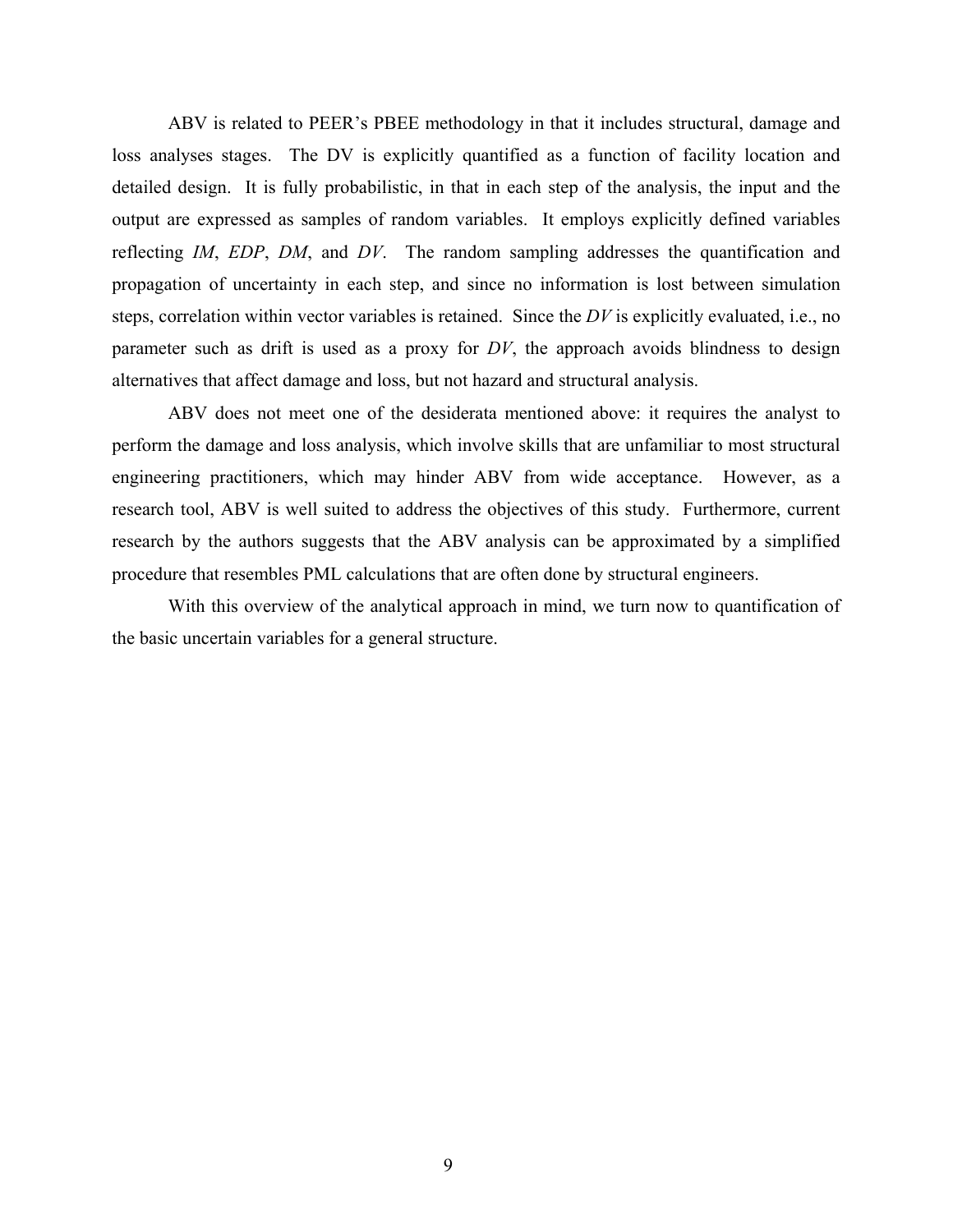ABV is related to PEER's PBEE methodology in that it includes structural, damage and loss analyses stages. The DV is explicitly quantified as a function of facility location and detailed design. It is fully probabilistic, in that in each step of the analysis, the input and the output are expressed as samples of random variables. It employs explicitly defined variables reflecting *IM*, *EDP*, *DM*, and *DV*. The random sampling addresses the quantification and propagation of uncertainty in each step, and since no information is lost between simulation steps, correlation within vector variables is retained. Since the *DV* is explicitly evaluated, i.e., no parameter such as drift is used as a proxy for *DV*, the approach avoids blindness to design alternatives that affect damage and loss, but not hazard and structural analysis.

ABV does not meet one of the desiderata mentioned above: it requires the analyst to perform the damage and loss analysis, which involve skills that are unfamiliar to most structural engineering practitioners, which may hinder ABV from wide acceptance. However, as a research tool, ABV is well suited to address the objectives of this study. Furthermore, current research by the authors suggests that the ABV analysis can be approximated by a simplified procedure that resembles PML calculations that are often done by structural engineers.

With this overview of the analytical approach in mind, we turn now to quantification of the basic uncertain variables for a general structure.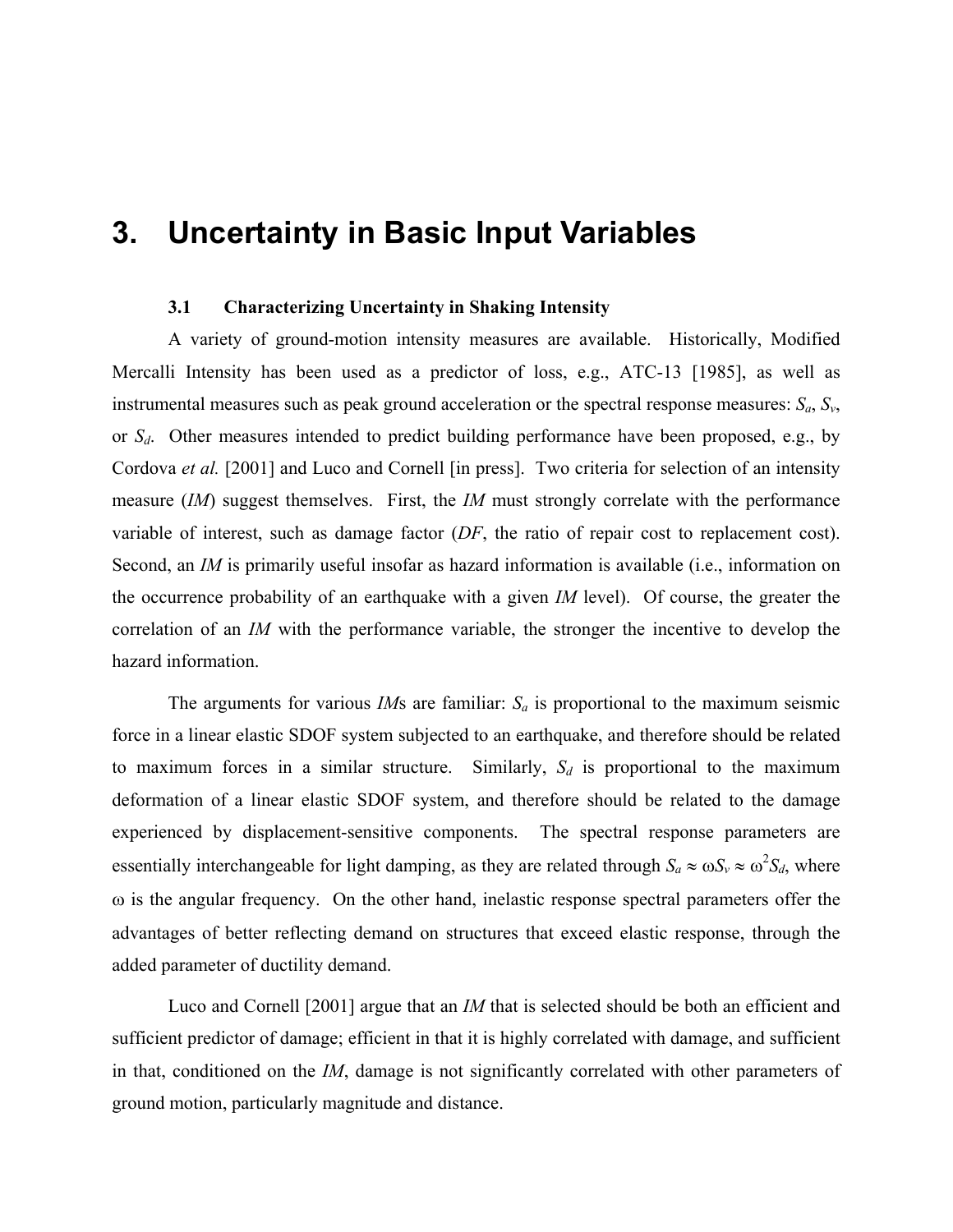# 3. Uncertainty in Basic Input Variables

### 3.1 Characterizing Uncertainty in Shaking Intensity

A variety of ground-motion intensity measures are available. Historically, Modified Mercalli Intensity has been used as a predictor of loss, e.g., ATC-13 [1985], as well as instrumental measures such as peak ground acceleration or the spectral response measures: $S_a$, $S_v$, or $S_d$. Other measures intended to predict building performance have been proposed, e.g., by Cordova *et al.* [2001] and Luco and Cornell [in press]. Two criteria for selection of an intensity measure (*IM*) suggest themselves. First, the *IM* must strongly correlate with the performance variable of interest, such as damage factor (*DF*, the ratio of repair cost to replacement cost). Second, an *IM* is primarily useful insofar as hazard information is available (i.e., information on the occurrence probability of an earthquake with a given *IM* level). Of course, the greater the correlation of an *IM* with the performance variable, the stronger the incentive to develop the hazard information.

The arguments for various *IM*s are familiar: $S_a$ is proportional to the maximum seismic force in a linear elastic SDOF system subjected to an earthquake, and therefore should be related to maximum forces in a similar structure. Similarly, $S_d$ is proportional to the maximum deformation of a linear elastic SDOF system, and therefore should be related to the damage experienced by displacement-sensitive components. The spectral response parameters are essentially interchangeable for light damping, as they are related through $S_a \approx \omega S_v \approx \omega^2 S_d$, where $\omega$ is the angular frequency. On the other hand, inelastic response spectral parameters offer the advantages of better reflecting demand on structures that exceed elastic response, through the added parameter of ductility demand.

Luco and Cornell [2001] argue that an *IM* that is selected should be both an efficient and sufficient predictor of damage; efficient in that it is highly correlated with damage, and sufficient in that, conditioned on the *IM*, damage is not significantly correlated with other parameters of ground motion, particularly magnitude and distance.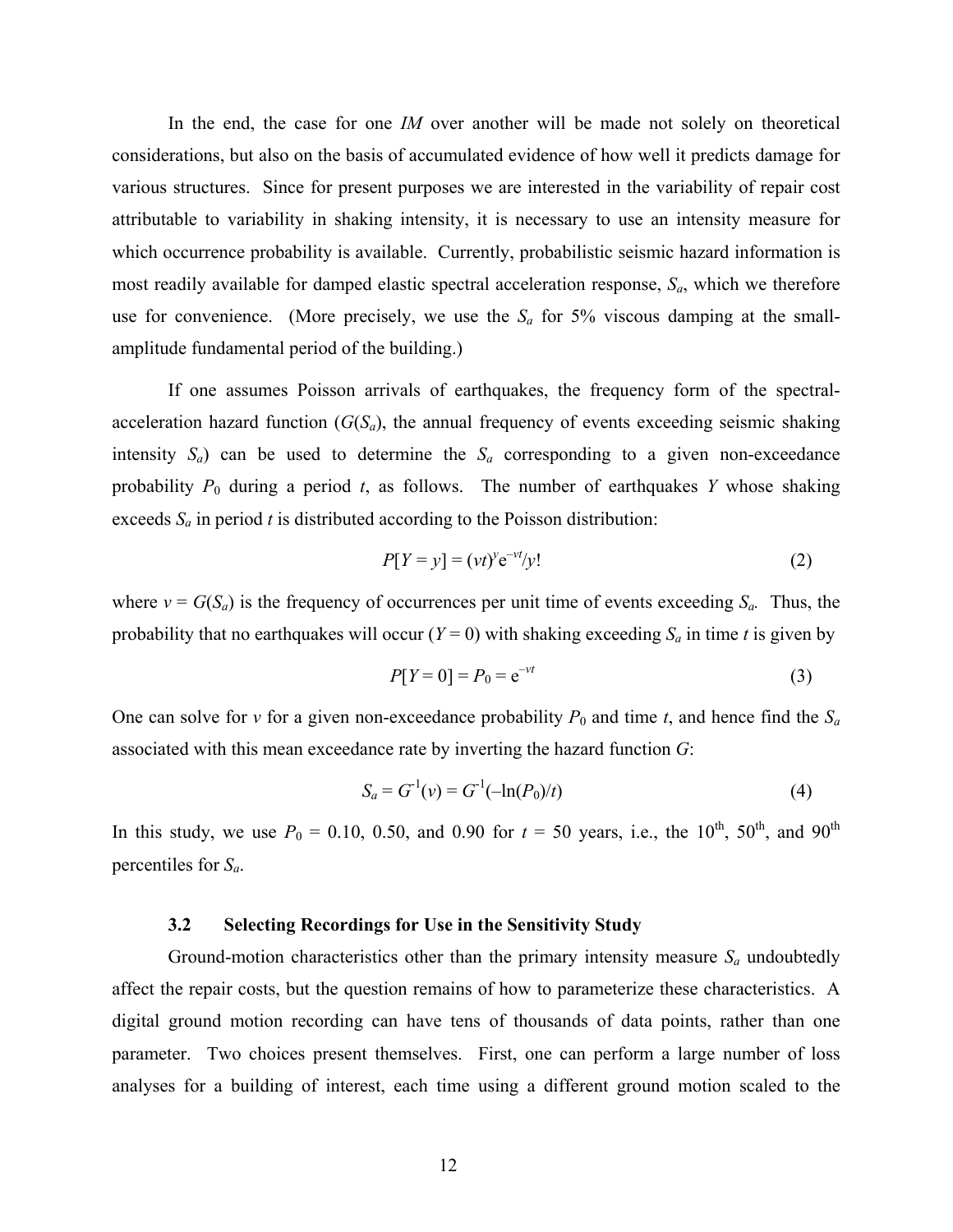In the end, the case for one *IM* over another will be made not solely on theoretical considerations, but also on the basis of accumulated evidence of how well it predicts damage for various structures. Since for present purposes we are interested in the variability of repair cost attributable to variability in shaking intensity, it is necessary to use an intensity measure for which occurrence probability is available. Currently, probabilistic seismic hazard information is most readily available for damped elastic spectral acceleration response, $S_a$, which we therefore use for convenience. (More precisely, we use the $S_a$ for 5% viscous damping at the small-amplitude fundamental period of the building.)

If one assumes Poisson arrivals of earthquakes, the frequency form of the spectral-acceleration hazard function ($G(S_a)$, the annual frequency of events exceeding seismic shaking intensity $S_a$) can be used to determine the $S_a$ corresponding to a given non-exceedance probability $P_0$ during a period $t$, as follows. The number of earthquakes $Y$ whose shaking exceeds $S_a$ in period $t$ is distributed according to the Poisson distribution:

$$P[Y = y] = (vt)^y e^{-vt}/y! \tag{2}$$

where $v = G(S_a)$ is the frequency of occurrences per unit time of events exceeding $S_a$. Thus, the probability that no earthquakes will occur ($Y = 0$) with shaking exceeding $S_a$ in time $t$ is given by

$$P[Y = 0] = P_0 = e^{-vt} \tag{3}$$

One can solve for $v$ for a given non-exceedance probability $P_0$ and time $t$, and hence find the $S_a$ associated with this mean exceedance rate by inverting the hazard function $G$:

$$S_a = G^{-1}(v) = G^{-1}(-\ln(P_0)/t) \tag{4}$$

In this study, we use $P_0$ = 0.10, 0.50, and 0.90 for $t$ = 50 years, i.e., the 10$^{th}$, 50$^{th}$, and 90$^{th}$ percentiles for $S_a$.

### 3.2 Selecting Recordings for Use in the Sensitivity Study

Ground-motion characteristics other than the primary intensity measure $S_a$ undoubtedly affect the repair costs, but the question remains of how to parameterize these characteristics. A digital ground motion recording can have tens of thousands of data points, rather than one parameter. Two choices present themselves. First, one can perform a large number of loss analyses for a building of interest, each time using a different ground motion scaled to the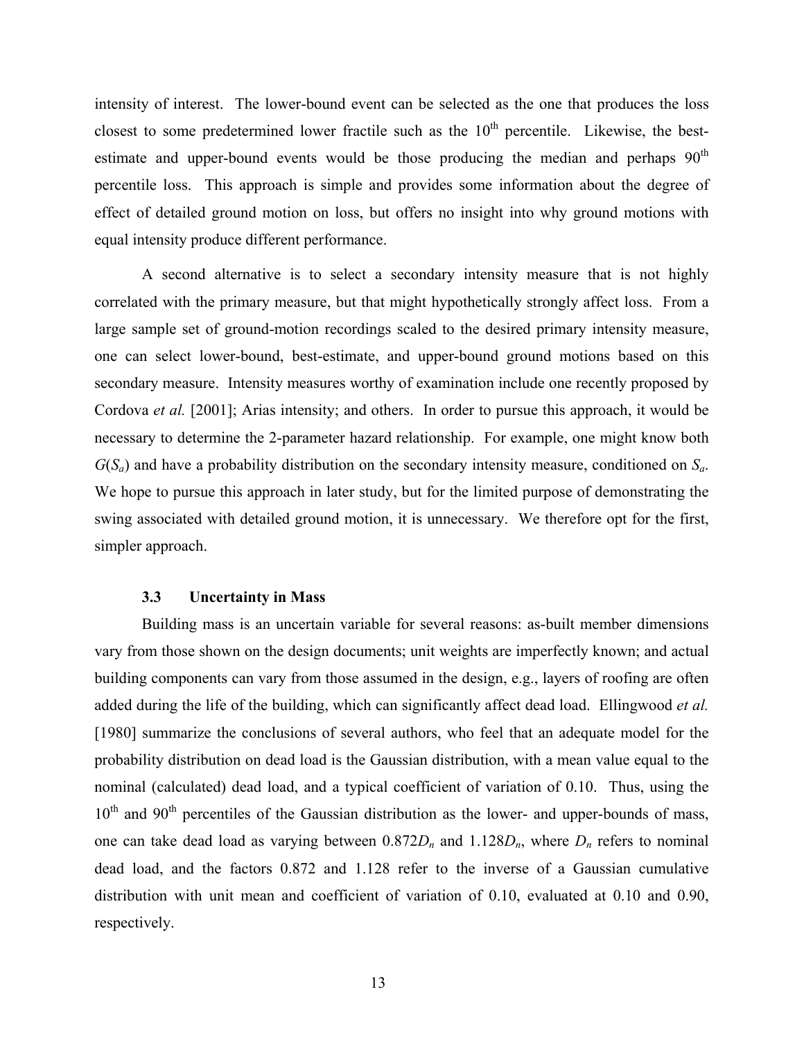intensity of interest. The lower-bound event can be selected as the one that produces the loss closest to some predetermined lower fractile such as the 10th percentile. Likewise, the best-estimate and upper-bound events would be those producing the median and perhaps 90th percentile loss. This approach is simple and provides some information about the degree of effect of detailed ground motion on loss, but offers no insight into why ground motions with equal intensity produce different performance.

A second alternative is to select a secondary intensity measure that is not highly correlated with the primary measure, but that might hypothetically strongly affect loss. From a large sample set of ground-motion recordings scaled to the desired primary intensity measure, one can select lower-bound, best-estimate, and upper-bound ground motions based on this secondary measure. Intensity measures worthy of examination include one recently proposed by Cordova *et al.* [2001]; Arias intensity; and others. In order to pursue this approach, it would be necessary to determine the 2-parameter hazard relationship. For example, one might know both $G(S_a)$ and have a probability distribution on the secondary intensity measure, conditioned on $S_a$. We hope to pursue this approach in later study, but for the limited purpose of demonstrating the swing associated with detailed ground motion, it is unnecessary. We therefore opt for the first, simpler approach.

### 3.3 Uncertainty in Mass

Building mass is an uncertain variable for several reasons: as-built member dimensions vary from those shown on the design documents; unit weights are imperfectly known; and actual building components can vary from those assumed in the design, e.g., layers of roofing are often added during the life of the building, which can significantly affect dead load. Ellingwood *et al.* [1980] summarize the conclusions of several authors, who feel that an adequate model for the probability distribution on dead load is the Gaussian distribution, with a mean value equal to the nominal (calculated) dead load, and a typical coefficient of variation of 0.10. Thus, using the 10th and 90th percentiles of the Gaussian distribution as the lower- and upper-bounds of mass, one can take dead load as varying between $0.872D_n$ and $1.128D_n$, where $D_n$ refers to nominal dead load, and the factors 0.872 and 1.128 refer to the inverse of a Gaussian cumulative distribution with unit mean and coefficient of variation of 0.10, evaluated at 0.10 and 0.90, respectively.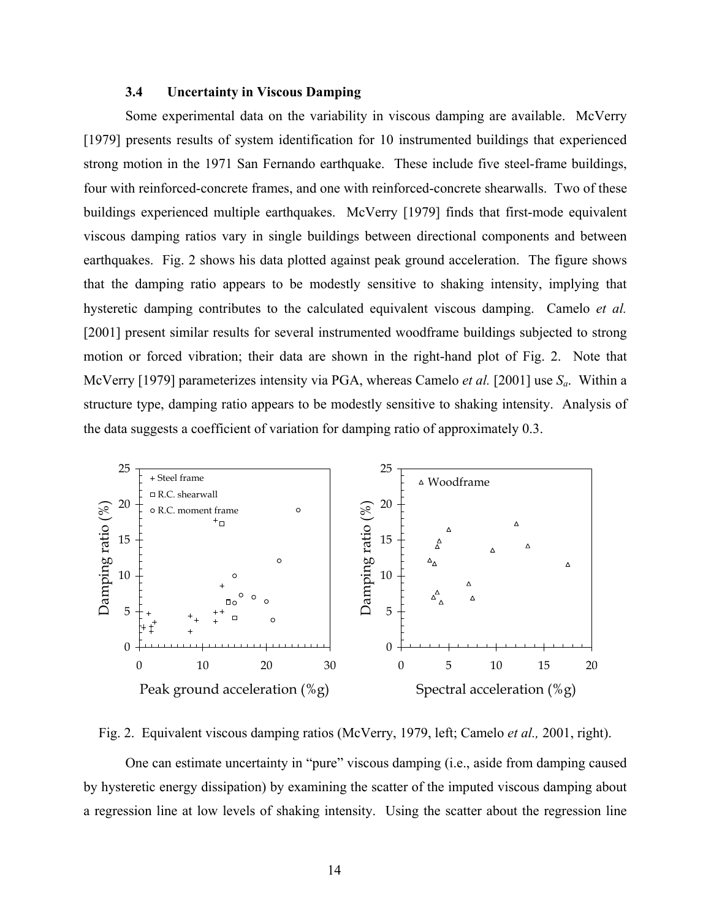### 3.4 Uncertainty in Viscous Damping

Some experimental data on the variability in viscous damping are available. McVerry [1979] presents results of system identification for 10 instrumented buildings that experienced strong motion in the 1971 San Fernando earthquake. These include five steel-frame buildings, four with reinforced-concrete frames, and one with reinforced-concrete shearwalls. Two of these buildings experienced multiple earthquakes. McVerry [1979] finds that first-mode equivalent viscous damping ratios vary in single buildings between directional components and between earthquakes. Fig. 2 shows his data plotted against peak ground acceleration. The figure shows that the damping ratio appears to be modestly sensitive to shaking intensity, implying that hysteretic damping contributes to the calculated equivalent viscous damping. Camelo *et al.* [2001] present similar results for several instrumented woodframe buildings subjected to strong motion or forced vibration; their data are shown in the right-hand plot of Fig. 2. Note that McVerry [1979] parameterizes intensity via PGA, whereas Camelo *et al.* [2001] use $S_a$. Within a structure type, damping ratio appears to be modestly sensitive to shaking intensity. Analysis of the data suggests a coefficient of variation for damping ratio of approximately 0.3.

Fig. 2. Equivalent viscous damping ratios (McVerry, 1979, left; Camelo *et al.,* 2001, right).

One can estimate uncertainty in "pure" viscous damping (i.e., aside from damping caused by hysteretic energy dissipation) by examining the scatter of the imputed viscous damping about a regression line at low levels of shaking intensity. Using the scatter about the regression line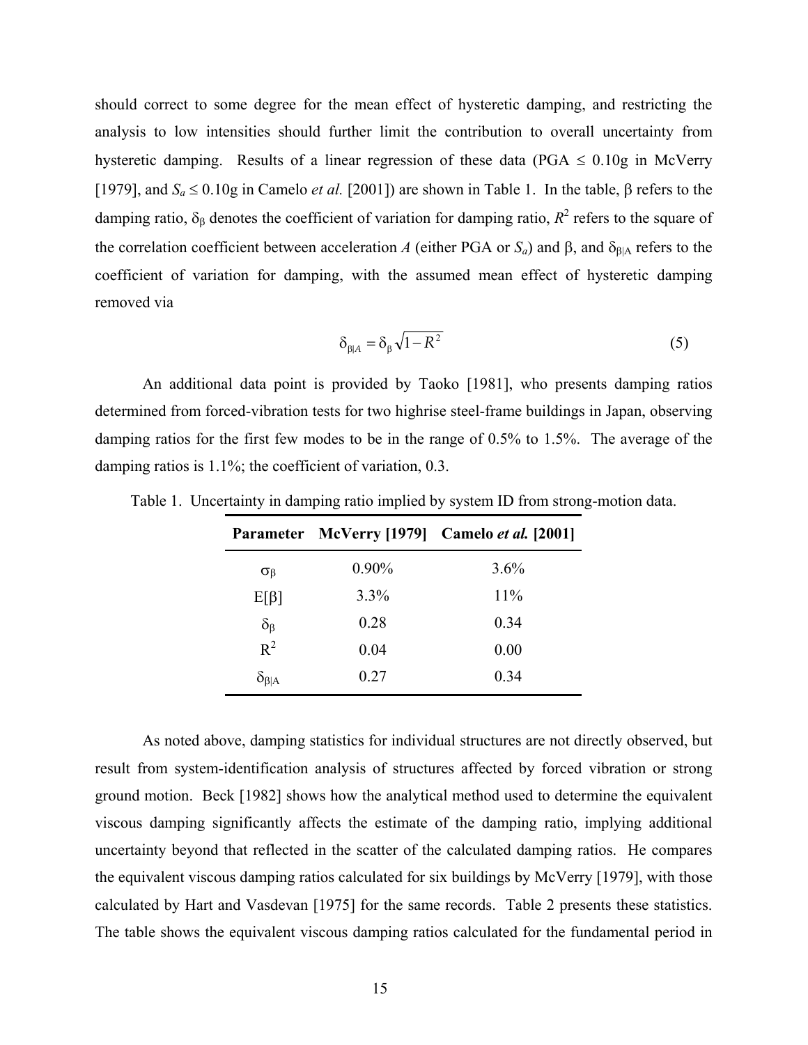should correct to some degree for the mean effect of hysteretic damping, and restricting the analysis to low intensities should further limit the contribution to overall uncertainty from hysteretic damping. Results of a linear regression of these data (PGA $\leq$ 0.10g in McVerry [1979], and $S_a \leq 0.10$g in Camelo *et al.* [2001]) are shown in Table 1. In the table, $\beta$ refers to the damping ratio, $\delta_\beta$ denotes the coefficient of variation for damping ratio, $R^2$ refers to the square of the correlation coefficient between acceleration $A$ (either PGA or $S_a$) and $\beta$, and $\delta_{\beta|A}$ refers to the coefficient of variation for damping, with the assumed mean effect of hysteretic damping removed via

$$\delta_{\beta|A} = \delta_\beta \sqrt{1 - R^2} \tag{5}$$

An additional data point is provided by Taoko [1981], who presents damping ratios determined from forced-vibration tests for two highrise steel-frame buildings in Japan, observing damping ratios for the first few modes to be in the range of 0.5% to 1.5%. The average of the damping ratios is 1.1%; the coefficient of variation, 0.3.

Table 1. Uncertainty in damping ratio implied by system ID from strong-motion data.

| Parameter | McVerry [1979] | Camelo *et al.* [2001] |
|---|---|---|
| $\sigma_\beta$ | 0.90% | 3.6% |
| $E[\beta]$ | 3.3% | 11% |
| $\delta_\beta$ | 0.28 | 0.34 |
| $R^2$ | 0.04 | 0.00 |
| $\delta_{\beta\|A}$ | 0.27 | 0.34 |

As noted above, damping statistics for individual structures are not directly observed, but result from system-identification analysis of structures affected by forced vibration or strong ground motion. Beck [1982] shows how the analytical method used to determine the equivalent viscous damping significantly affects the estimate of the damping ratio, implying additional uncertainty beyond that reflected in the scatter of the calculated damping ratios. He compares the equivalent viscous damping ratios calculated for six buildings by McVerry [1979], with those calculated by Hart and Vasdevan [1975] for the same records. Table 2 presents these statistics. The table shows the equivalent viscous damping ratios calculated for the fundamental period in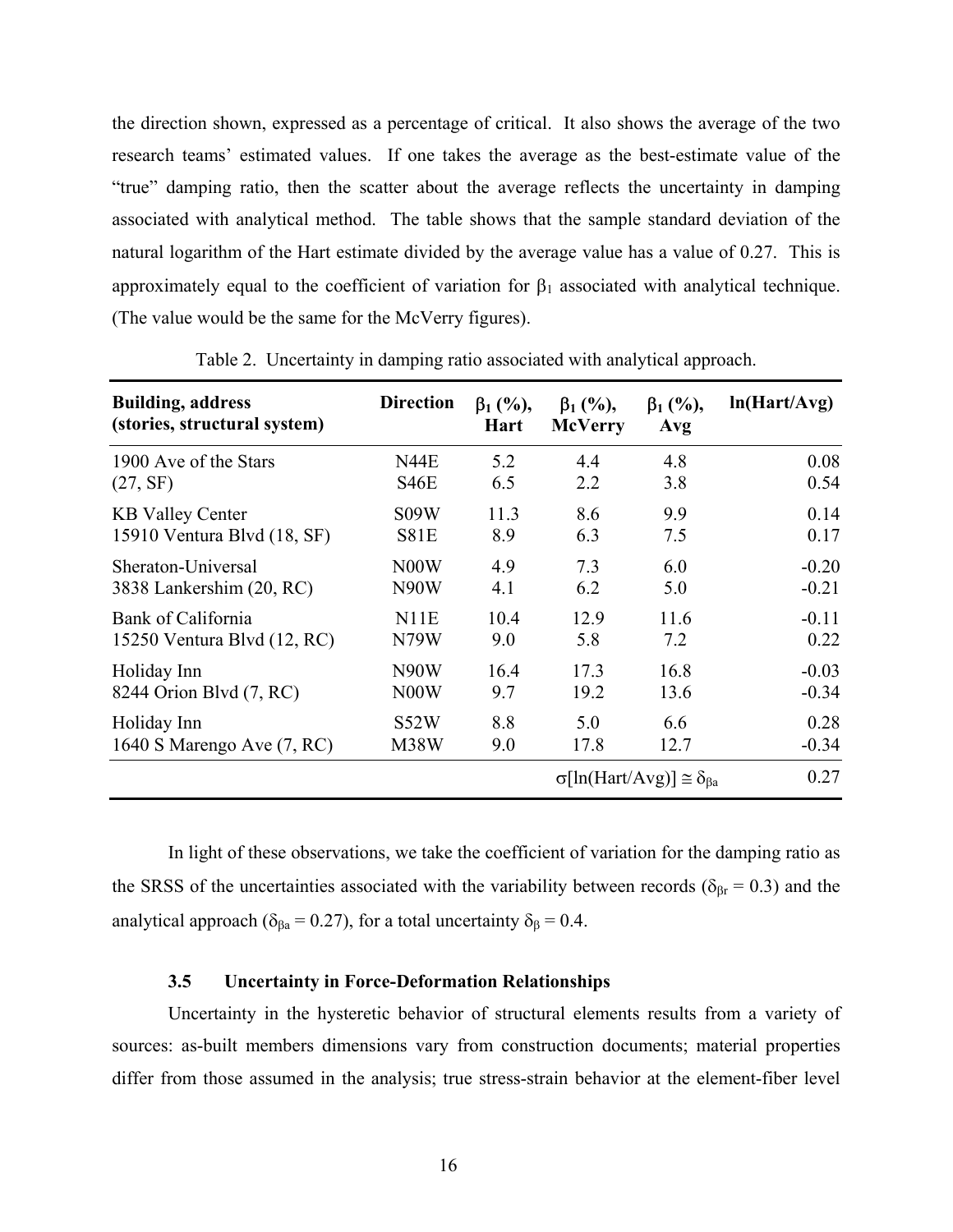the direction shown, expressed as a percentage of critical. It also shows the average of the two research teams' estimated values. If one takes the average as the best-estimate value of the "true" damping ratio, then the scatter about the average reflects the uncertainty in damping associated with analytical method. The table shows that the sample standard deviation of the natural logarithm of the Hart estimate divided by the average value has a value of 0.27. This is approximately equal to the coefficient of variation for $\beta_1$ associated with analytical technique. (The value would be the same for the McVerry figures).

Table 2. Uncertainty in damping ratio associated with analytical approach.

| Building, address (stories, structural system) | Direction | $\beta_1$ (%), Hart | $\beta_1$ (%), McVerry | $\beta_1$ (%), Avg | ln(Hart/Avg) |
|---|---|---|---|---|---|
| 1900 Ave of the Stars | N44E | 5.2 | 4.4 | 4.8 | 0.08 |
| (27, SF) | S46E | 6.5 | 2.2 | 3.8 | 0.54 |
| KB Valley Center | S09W | 11.3 | 8.6 | 9.9 | 0.14 |
| 15910 Ventura Blvd (18, SF) | S81E | 8.9 | 6.3 | 7.5 | 0.17 |
| Sheraton-Universal | N00W | 4.9 | 7.3 | 6.0 | -0.20 |
| 3838 Lankershim (20, RC) | N90W | 4.1 | 6.2 | 5.0 | -0.21 |
| Bank of California | N11E | 10.4 | 12.9 | 11.6 | -0.11 |
| 15250 Ventura Blvd (12, RC) | N79W | 9.0 | 5.8 | 7.2 | 0.22 |
| Holiday Inn | N90W | 16.4 | 17.3 | 16.8 | -0.03 |
| 8244 Orion Blvd (7, RC) | N00W | 9.7 | 19.2 | 13.6 | -0.34 |
| Holiday Inn | S52W | 8.8 | 5.0 | 6.6 | 0.28 |
| 1640 S Marengo Ave (7, RC) | M38W | 9.0 | 17.8 | 12.7 | -0.34 |
| | | | $\sigma[\ln(\text{Hart/Avg})] \cong \delta_{\beta a}$ | | 0.27 |

In light of these observations, we take the coefficient of variation for the damping ratio as the SRSS of the uncertainties associated with the variability between records ($\delta_{\beta r} = 0.3$) and the analytical approach ($\delta_{\beta a} = 0.27$), for a total uncertainty $\delta_{\beta} = 0.4$.

### 3.5 Uncertainty in Force-Deformation Relationships

Uncertainty in the hysteretic behavior of structural elements results from a variety of sources: as-built members dimensions vary from construction documents; material properties differ from those assumed in the analysis; true stress-strain behavior at the element-fiber level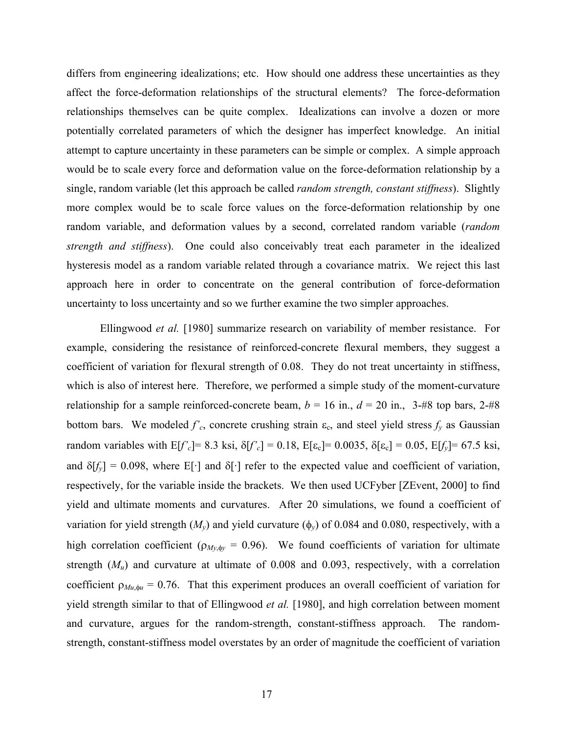differs from engineering idealizations; etc. How should one address these uncertainties as they affect the force-deformation relationships of the structural elements? The force-deformation relationships themselves can be quite complex. Idealizations can involve a dozen or more potentially correlated parameters of which the designer has imperfect knowledge. An initial attempt to capture uncertainty in these parameters can be simple or complex. A simple approach would be to scale every force and deformation value on the force-deformation relationship by a single, random variable (let this approach be called *random strength, constant stiffness*). Slightly more complex would be to scale force values on the force-deformation relationship by one random variable, and deformation values by a second, correlated random variable (*random strength and stiffness*). One could also conceivably treat each parameter in the idealized hysteresis model as a random variable related through a covariance matrix. We reject this last approach here in order to concentrate on the general contribution of force-deformation uncertainty to loss uncertainty and so we further examine the two simpler approaches.

Ellingwood *et al.* [1980] summarize research on variability of member resistance. For example, considering the resistance of reinforced-concrete flexural members, they suggest a coefficient of variation for flexural strength of 0.08. They do not treat uncertainty in stiffness, which is also of interest here. Therefore, we performed a simple study of the moment-curvature relationship for a sample reinforced-concrete beam, $b$ = 16 in., $d$ = 20 in., 3-#8 top bars, 2-#8 bottom bars. We modeled $f'_c$, concrete crushing strain $\varepsilon_c$, and steel yield stress $f_y$ as Gaussian random variables with $E[f'_c]$= 8.3 ksi, $\delta[f'_c]$ = 0.18, $E[\varepsilon_c]$= 0.0035, $\delta[\varepsilon_c]$ = 0.05, $E[f_y]$= 67.5 ksi, and $\delta[f_y]$ = 0.098, where $E[\cdot]$ and $\delta[\cdot]$ refer to the expected value and coefficient of variation, respectively, for the variable inside the brackets. We then used UCFyber [ZEvent, 2000] to find yield and ultimate moments and curvatures. After 20 simulations, we found a coefficient of variation for yield strength ($M_y$) and yield curvature ($\phi_y$) of 0.084 and 0.080, respectively, with a high correlation coefficient ($\rho_{My,\phi y}$ = 0.96). We found coefficients of variation for ultimate strength ($M_u$) and curvature at ultimate of 0.008 and 0.093, respectively, with a correlation coefficient $\rho_{Mu,\phi u}$ = 0.76. That this experiment produces an overall coefficient of variation for yield strength similar to that of Ellingwood *et al.* [1980], and high correlation between moment and curvature, argues for the random-strength, constant-stiffness approach. The random-strength, constant-stiffness model overstates by an order of magnitude the coefficient of variation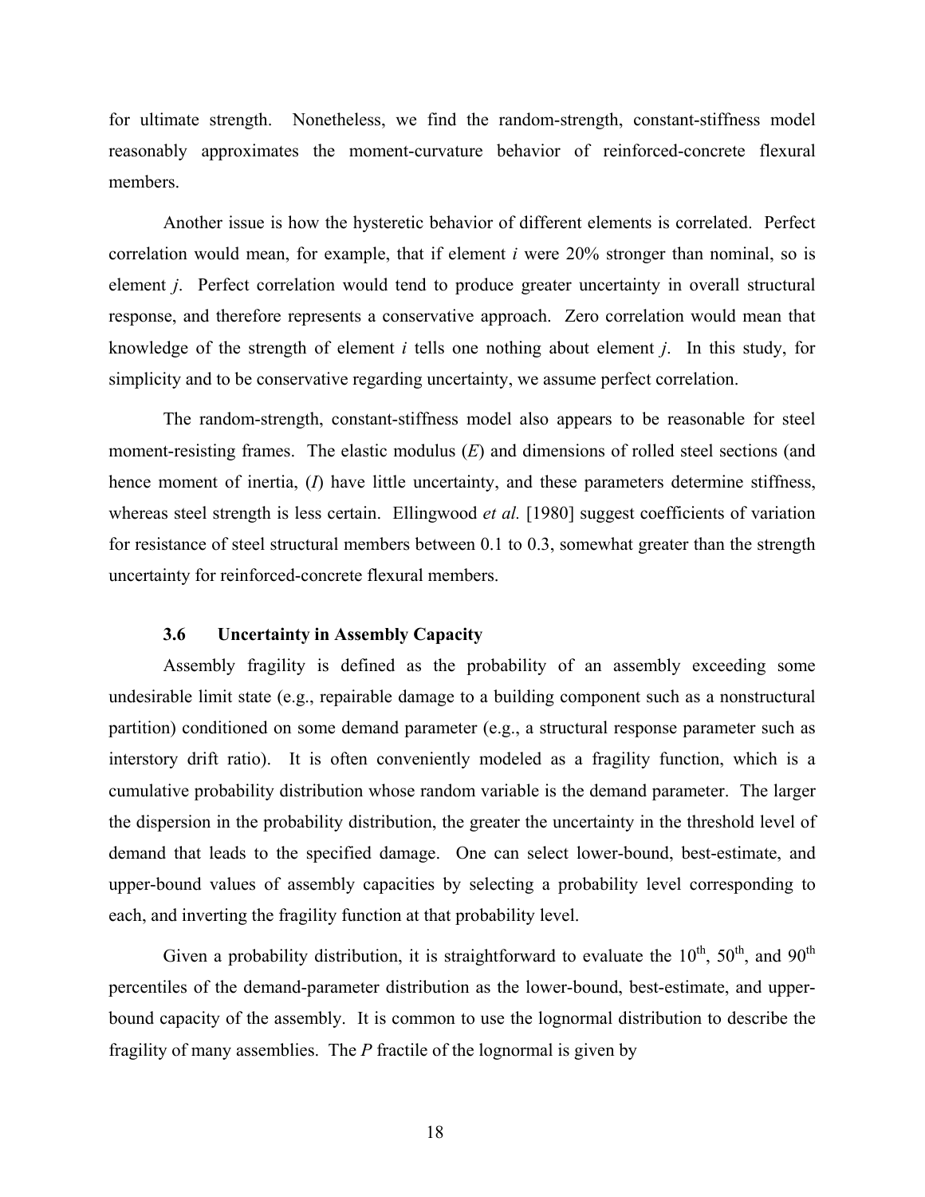for ultimate strength. Nonetheless, we find the random-strength, constant-stiffness model reasonably approximates the moment-curvature behavior of reinforced-concrete flexural members.

Another issue is how the hysteretic behavior of different elements is correlated. Perfect correlation would mean, for example, that if element *i* were 20% stronger than nominal, so is element *j*. Perfect correlation would tend to produce greater uncertainty in overall structural response, and therefore represents a conservative approach. Zero correlation would mean that knowledge of the strength of element *i* tells one nothing about element *j*. In this study, for simplicity and to be conservative regarding uncertainty, we assume perfect correlation.

The random-strength, constant-stiffness model also appears to be reasonable for steel moment-resisting frames. The elastic modulus ($E$) and dimensions of rolled steel sections (and hence moment of inertia, ($I$) have little uncertainty, and these parameters determine stiffness, whereas steel strength is less certain. Ellingwood *et al.* [1980] suggest coefficients of variation for resistance of steel structural members between 0.1 to 0.3, somewhat greater than the strength uncertainty for reinforced-concrete flexural members.

### 3.6 Uncertainty in Assembly Capacity

Assembly fragility is defined as the probability of an assembly exceeding some undesirable limit state (e.g., repairable damage to a building component such as a nonstructural partition) conditioned on some demand parameter (e.g., a structural response parameter such as interstory drift ratio). It is often conveniently modeled as a fragility function, which is a cumulative probability distribution whose random variable is the demand parameter. The larger the dispersion in the probability distribution, the greater the uncertainty in the threshold level of demand that leads to the specified damage. One can select lower-bound, best-estimate, and upper-bound values of assembly capacities by selecting a probability level corresponding to each, and inverting the fragility function at that probability level.

Given a probability distribution, it is straightforward to evaluate the $10^{th}$, $50^{th}$, and $90^{th}$ percentiles of the demand-parameter distribution as the lower-bound, best-estimate, and upper-bound capacity of the assembly. It is common to use the lognormal distribution to describe the fragility of many assemblies. The $P$ fractile of the lognormal is given by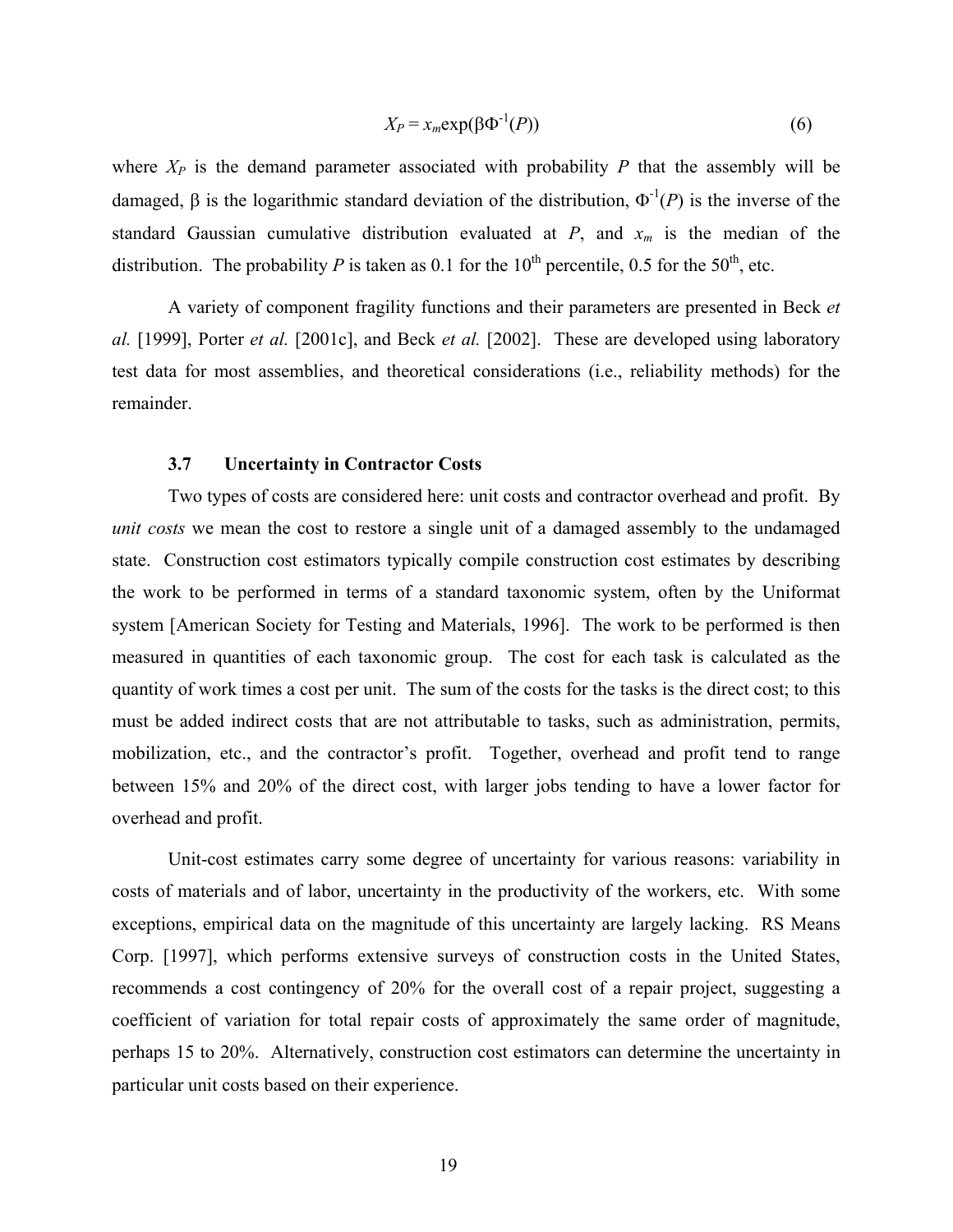$$X_P = x_m \exp(\beta \Phi^{-1}(P)) \tag{6}$$

where $X_P$ is the demand parameter associated with probability $P$ that the assembly will be damaged, $\beta$ is the logarithmic standard deviation of the distribution, $\Phi^{-1}(P)$ is the inverse of the standard Gaussian cumulative distribution evaluated at $P$, and $x_m$ is the median of the distribution. The probability $P$ is taken as 0.1 for the $10^{th}$ percentile, 0.5 for the $50^{th}$, etc.

A variety of component fragility functions and their parameters are presented in Beck *et al.* [1999], Porter *et al.* [2001c], and Beck *et al.* [2002]. These are developed using laboratory test data for most assemblies, and theoretical considerations (i.e., reliability methods) for the remainder.

### 3.7 Uncertainty in Contractor Costs

Two types of costs are considered here: unit costs and contractor overhead and profit. By *unit costs* we mean the cost to restore a single unit of a damaged assembly to the undamaged state. Construction cost estimators typically compile construction cost estimates by describing the work to be performed in terms of a standard taxonomic system, often by the Uniformat system [American Society for Testing and Materials, 1996]. The work to be performed is then measured in quantities of each taxonomic group. The cost for each task is calculated as the quantity of work times a cost per unit. The sum of the costs for the tasks is the direct cost; to this must be added indirect costs that are not attributable to tasks, such as administration, permits, mobilization, etc., and the contractor's profit. Together, overhead and profit tend to range between 15% and 20% of the direct cost, with larger jobs tending to have a lower factor for overhead and profit.

Unit-cost estimates carry some degree of uncertainty for various reasons: variability in costs of materials and of labor, uncertainty in the productivity of the workers, etc. With some exceptions, empirical data on the magnitude of this uncertainty are largely lacking. RS Means Corp. [1997], which performs extensive surveys of construction costs in the United States, recommends a cost contingency of 20% for the overall cost of a repair project, suggesting a coefficient of variation for total repair costs of approximately the same order of magnitude, perhaps 15 to 20%. Alternatively, construction cost estimators can determine the uncertainty in particular unit costs based on their experience.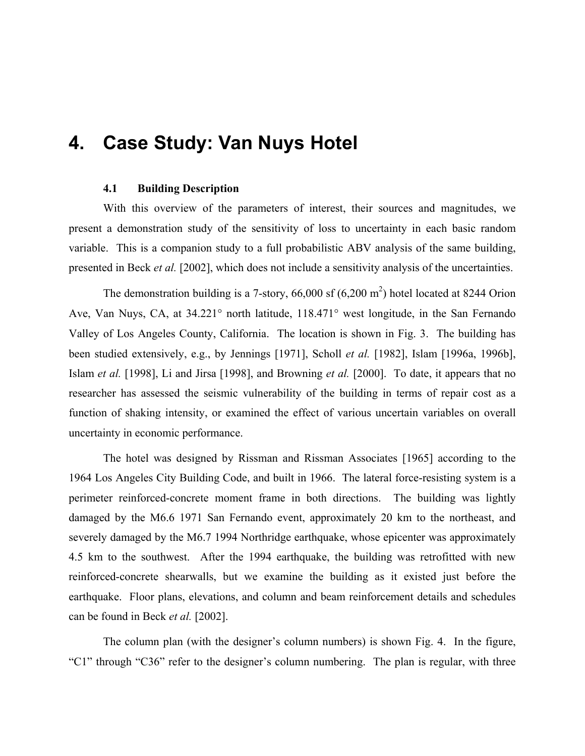# 4. Case Study: Van Nuys Hotel

## 4.1 Building Description

With this overview of the parameters of interest, their sources and magnitudes, we present a demonstration study of the sensitivity of loss to uncertainty in each basic random variable. This is a companion study to a full probabilistic ABV analysis of the same building, presented in Beck *et al.* [2002], which does not include a sensitivity analysis of the uncertainties.

The demonstration building is a 7-story, 66,000 sf (6,200 $m^2$) hotel located at 8244 Orion Ave, Van Nuys, CA, at 34.221° north latitude, 118.471° west longitude, in the San Fernando Valley of Los Angeles County, California. The location is shown in Fig. 3. The building has been studied extensively, e.g., by Jennings [1971], Scholl *et al.* [1982], Islam [1996a, 1996b], Islam *et al.* [1998], Li and Jirsa [1998], and Browning *et al.* [2000]. To date, it appears that no researcher has assessed the seismic vulnerability of the building in terms of repair cost as a function of shaking intensity, or examined the effect of various uncertain variables on overall uncertainty in economic performance.

The hotel was designed by Rissman and Rissman Associates [1965] according to the 1964 Los Angeles City Building Code, and built in 1966. The lateral force-resisting system is a perimeter reinforced-concrete moment frame in both directions. The building was lightly damaged by the M6.6 1971 San Fernando event, approximately 20 km to the northeast, and severely damaged by the M6.7 1994 Northridge earthquake, whose epicenter was approximately 4.5 km to the southwest. After the 1994 earthquake, the building was retrofitted with new reinforced-concrete shearwalls, but we examine the building as it existed just before the earthquake. Floor plans, elevations, and column and beam reinforcement details and schedules can be found in Beck *et al.* [2002].

The column plan (with the designer's column numbers) is shown Fig. 4. In the figure, "C1" through "C36" refer to the designer's column numbering. The plan is regular, with three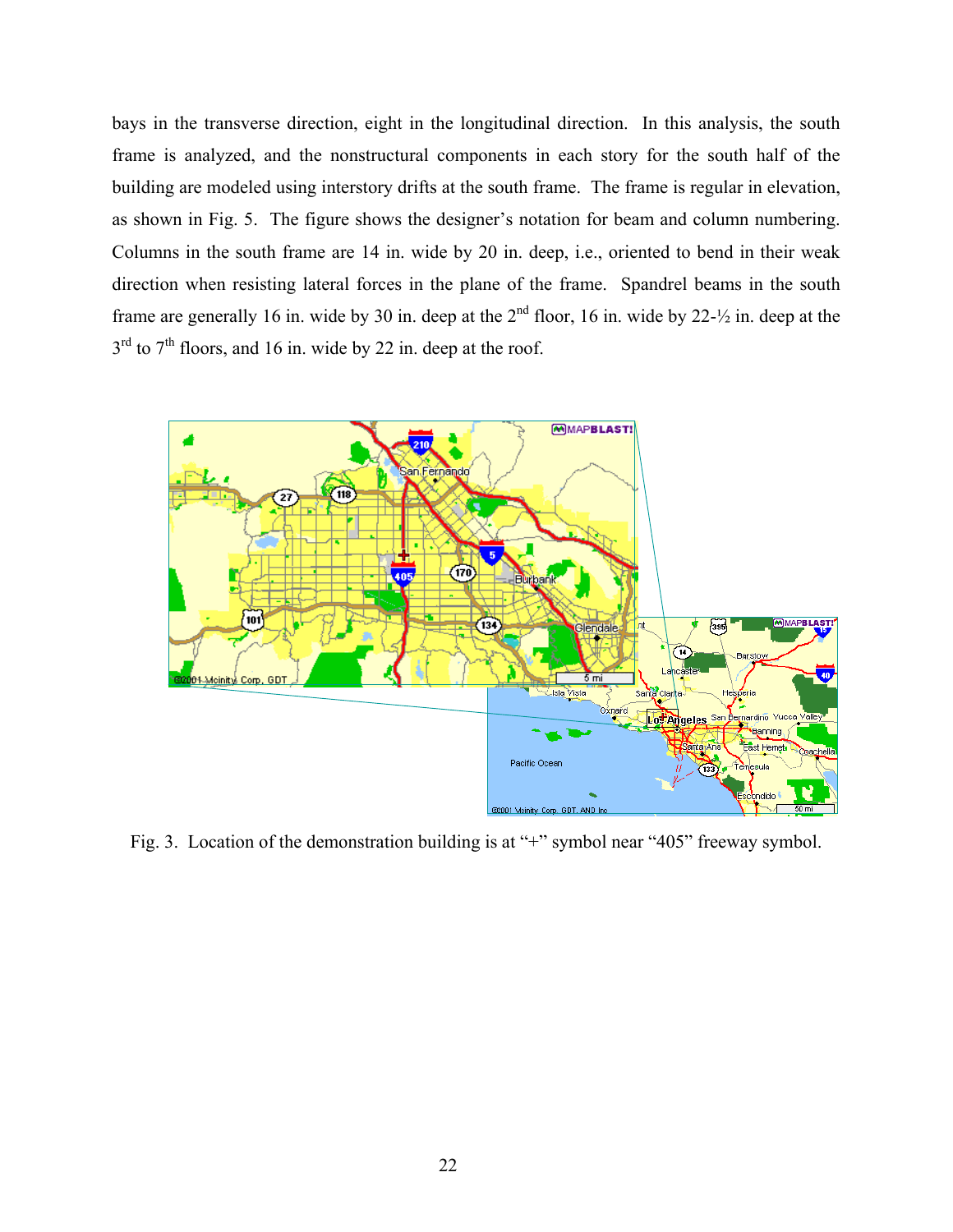bays in the transverse direction, eight in the longitudinal direction. In this analysis, the south frame is analyzed, and the nonstructural components in each story for the south half of the building are modeled using interstory drifts at the south frame. The frame is regular in elevation, as shown in Fig. 5. The figure shows the designer's notation for beam and column numbering. Columns in the south frame are 14 in. wide by 20 in. deep, i.e., oriented to bend in their weak direction when resisting lateral forces in the plane of the frame. Spandrel beams in the south frame are generally 16 in. wide by 30 in. deep at the 2nd floor, 16 in. wide by 22-½ in. deep at the 3rd to 7th floors, and 16 in. wide by 22 in. deep at the roof.

Fig. 3. Location of the demonstration building is at "+" symbol near "405" freeway symbol.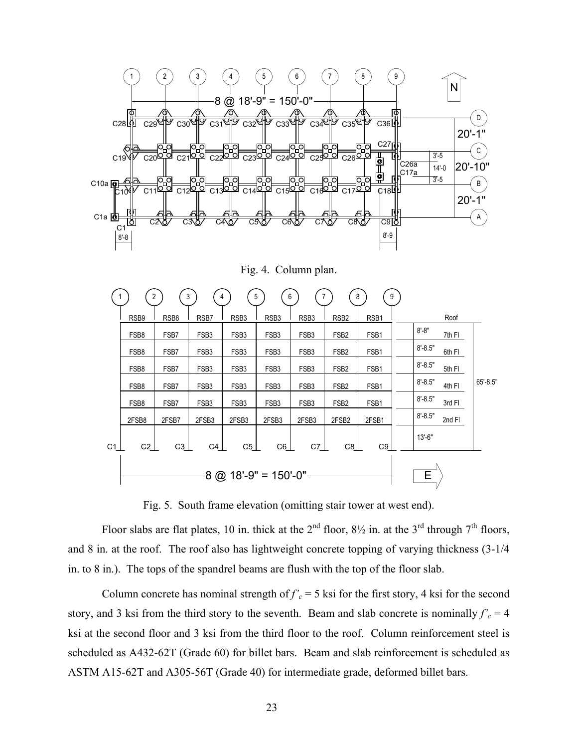Fig. 4. Column plan.

Fig. 5. South frame elevation (omitting stair tower at west end).

Floor slabs are flat plates, 10 in. thick at the 2nd floor, 8½ in. at the 3rd through 7th floors, and 8 in. at the roof. The roof also has lightweight concrete topping of varying thickness (3-1/4 in. to 8 in.). The tops of the spandrel beams are flush with the top of the floor slab.

Column concrete has nominal strength of $f'_c$ = 5 ksi for the first story, 4 ksi for the second story, and 3 ksi from the third story to the seventh. Beam and slab concrete is nominally $f'_c$ = 4 ksi at the second floor and 3 ksi from the third floor to the roof. Column reinforcement steel is scheduled as A432-62T (Grade 60) for billet bars. Beam and slab reinforcement is scheduled as ASTM A15-62T and A305-56T (Grade 40) for intermediate grade, deformed billet bars.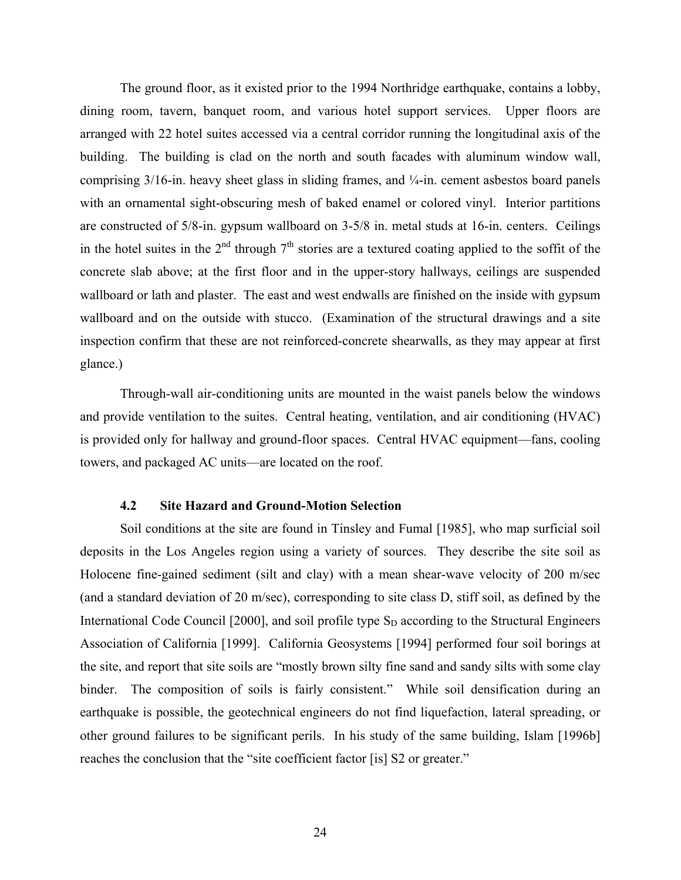The ground floor, as it existed prior to the 1994 Northridge earthquake, contains a lobby, dining room, tavern, banquet room, and various hotel support services. Upper floors are arranged with 22 hotel suites accessed via a central corridor running the longitudinal axis of the building. The building is clad on the north and south facades with aluminum window wall, comprising 3/16-in. heavy sheet glass in sliding frames, and ¼-in. cement asbestos board panels with an ornamental sight-obscuring mesh of baked enamel or colored vinyl. Interior partitions are constructed of 5/8-in. gypsum wallboard on 3-5/8 in. metal studs at 16-in. centers. Ceilings in the hotel suites in the 2nd through 7th stories are a textured coating applied to the soffit of the concrete slab above; at the first floor and in the upper-story hallways, ceilings are suspended wallboard or lath and plaster. The east and west endwalls are finished on the inside with gypsum wallboard and on the outside with stucco. (Examination of the structural drawings and a site inspection confirm that these are not reinforced-concrete shearwalls, as they may appear at first glance.)

Through-wall air-conditioning units are mounted in the waist panels below the windows and provide ventilation to the suites. Central heating, ventilation, and air conditioning (HVAC) is provided only for hallway and ground-floor spaces. Central HVAC equipment—fans, cooling towers, and packaged AC units—are located on the roof.

### 4.2 Site Hazard and Ground-Motion Selection

Soil conditions at the site are found in Tinsley and Fumal [1985], who map surficial soil deposits in the Los Angeles region using a variety of sources. They describe the site soil as Holocene fine-gained sediment (silt and clay) with a mean shear-wave velocity of 200 m/sec (and a standard deviation of 20 m/sec), corresponding to site class D, stiff soil, as defined by the International Code Council [2000], and soil profile type $S_D$ according to the Structural Engineers Association of California [1999]. California Geosystems [1994] performed four soil borings at the site, and report that site soils are "mostly brown silty fine sand and sandy silts with some clay binder. The composition of soils is fairly consistent." While soil densification during an earthquake is possible, the geotechnical engineers do not find liquefaction, lateral spreading, or other ground failures to be significant perils. In his study of the same building, Islam [1996b] reaches the conclusion that the "site coefficient factor [is] S2 or greater."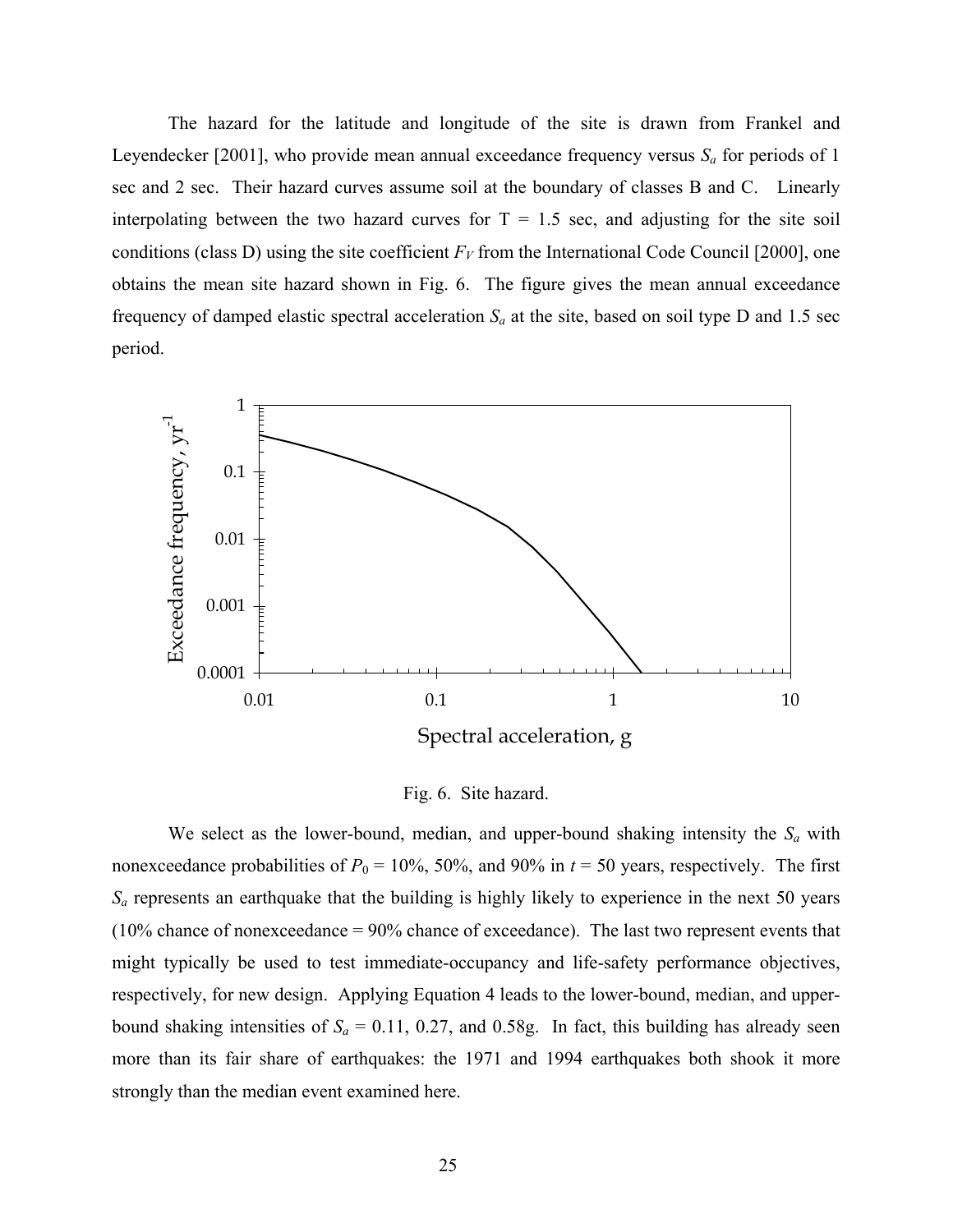The hazard for the latitude and longitude of the site is drawn from Frankel and Leyendecker [2001], who provide mean annual exceedance frequency versus $S_a$ for periods of 1 sec and 2 sec. Their hazard curves assume soil at the boundary of classes B and C. Linearly interpolating between the two hazard curves for T = 1.5 sec, and adjusting for the site soil conditions (class D) using the site coefficient $F_V$ from the International Code Council [2000], one obtains the mean site hazard shown in Fig. 6. The figure gives the mean annual exceedance frequency of damped elastic spectral acceleration $S_a$ at the site, based on soil type D and 1.5 sec period.

Fig. 6. Site hazard.

We select as the lower-bound, median, and upper-bound shaking intensity the $S_a$ with nonexceedance probabilities of $P_0$ = 10%, 50%, and 90% in $t$ = 50 years, respectively. The first $S_a$ represents an earthquake that the building is highly likely to experience in the next 50 years (10% chance of nonexceedance = 90% chance of exceedance). The last two represent events that might typically be used to test immediate-occupancy and life-safety performance objectives, respectively, for new design. Applying Equation 4 leads to the lower-bound, median, and upper-bound shaking intensities of $S_a$ = 0.11, 0.27, and 0.58g. In fact, this building has already seen more than its fair share of earthquakes: the 1971 and 1994 earthquakes both shook it more strongly than the median event examined here.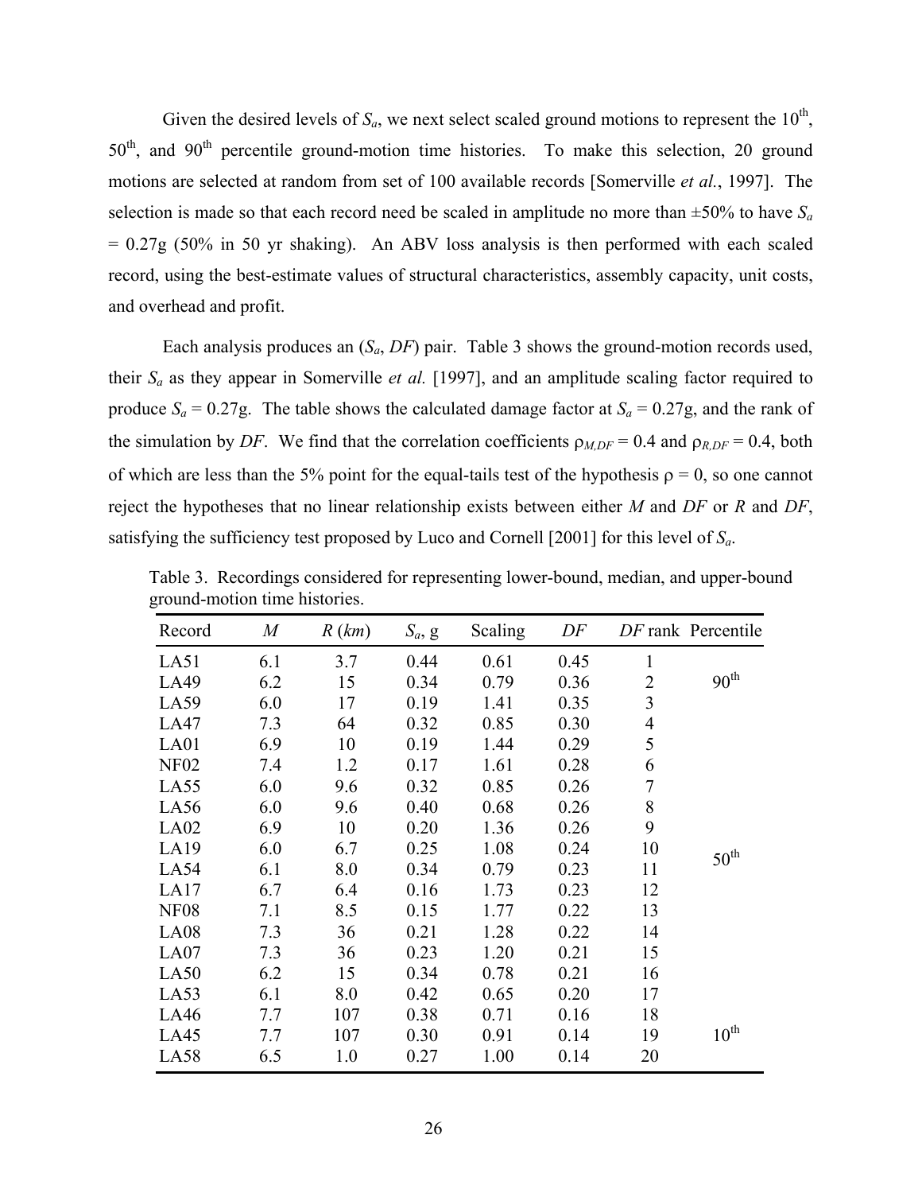Given the desired levels of $S_a$, we next select scaled ground motions to represent the 10$^{th}$, 50$^{th}$, and 90$^{th}$ percentile ground-motion time histories. To make this selection, 20 ground motions are selected at random from set of 100 available records [Somerville *et al.*, 1997]. The selection is made so that each record need be scaled in amplitude no more than ±50% to have $S_a$ = 0.27g (50% in 50 yr shaking). An ABV loss analysis is then performed with each scaled record, using the best-estimate values of structural characteristics, assembly capacity, unit costs, and overhead and profit.

Each analysis produces an ($S_a$, $DF$) pair. Table 3 shows the ground-motion records used, their $S_a$ as they appear in Somerville *et al.* [1997], and an amplitude scaling factor required to produce $S_a$ = 0.27g. The table shows the calculated damage factor at $S_a$ = 0.27g, and the rank of the simulation by $DF$. We find that the correlation coefficients $\rho_{M,DF}$ = 0.4 and $\rho_{R,DF}$ = 0.4, both of which are less than the 5% point for the equal-tails test of the hypothesis $\rho$ = 0, so one cannot reject the hypotheses that no linear relationship exists between either $M$ and $DF$ or $R$ and $DF$, satisfying the sufficiency test proposed by Luco and Cornell [2001] for this level of $S_a$.

Table 3. Recordings considered for representing lower-bound, median, and upper-bound ground-motion time histories.

| Record | $M$ | $R$ (*km*) | $S_a$, g | Scaling | $DF$ | $DF$ rank | Percentile |
|---|---|---|---|---|---|---|---|
| LA51 | 6.1 | 3.7 | 0.44 | 0.61 | 0.45 | 1 | |
| LA49 | 6.2 | 15 | 0.34 | 0.79 | 0.36 | 2 | 90$^{th}$ |
| LA59 | 6.0 | 17 | 0.19 | 1.41 | 0.35 | 3 | |
| LA47 | 7.3 | 64 | 0.32 | 0.85 | 0.30 | 4 | |
| LA01 | 6.9 | 10 | 0.19 | 1.44 | 0.29 | 5 | |
| NF02 | 7.4 | 1.2 | 0.17 | 1.61 | 0.28 | 6 | |
| LA55 | 6.0 | 9.6 | 0.32 | 0.85 | 0.26 | 7 | |
| LA56 | 6.0 | 9.6 | 0.40 | 0.68 | 0.26 | 8 | |
| LA02 | 6.9 | 10 | 0.20 | 1.36 | 0.26 | 9 | |
| LA19 | 6.0 | 6.7 | 0.25 | 1.08 | 0.24 | 10 | 50$^{th}$ |
| LA54 | 6.1 | 8.0 | 0.34 | 0.79 | 0.23 | 11 | |
| LA17 | 6.7 | 6.4 | 0.16 | 1.73 | 0.23 | 12 | |
| NF08 | 7.1 | 8.5 | 0.15 | 1.77 | 0.22 | 13 | |
| LA08 | 7.3 | 36 | 0.21 | 1.28 | 0.22 | 14 | |
| LA07 | 7.3 | 36 | 0.23 | 1.20 | 0.21 | 15 | |
| LA50 | 6.2 | 15 | 0.34 | 0.78 | 0.21 | 16 | |
| LA53 | 6.1 | 8.0 | 0.42 | 0.65 | 0.20 | 17 | |
| LA46 | 7.7 | 107 | 0.38 | 0.71 | 0.16 | 18 | |
| LA45 | 7.7 | 107 | 0.30 | 0.91 | 0.14 | 19 | 10$^{th}$ |
| LA58 | 6.5 | 1.0 | 0.27 | 1.00 | 0.14 | 20 | |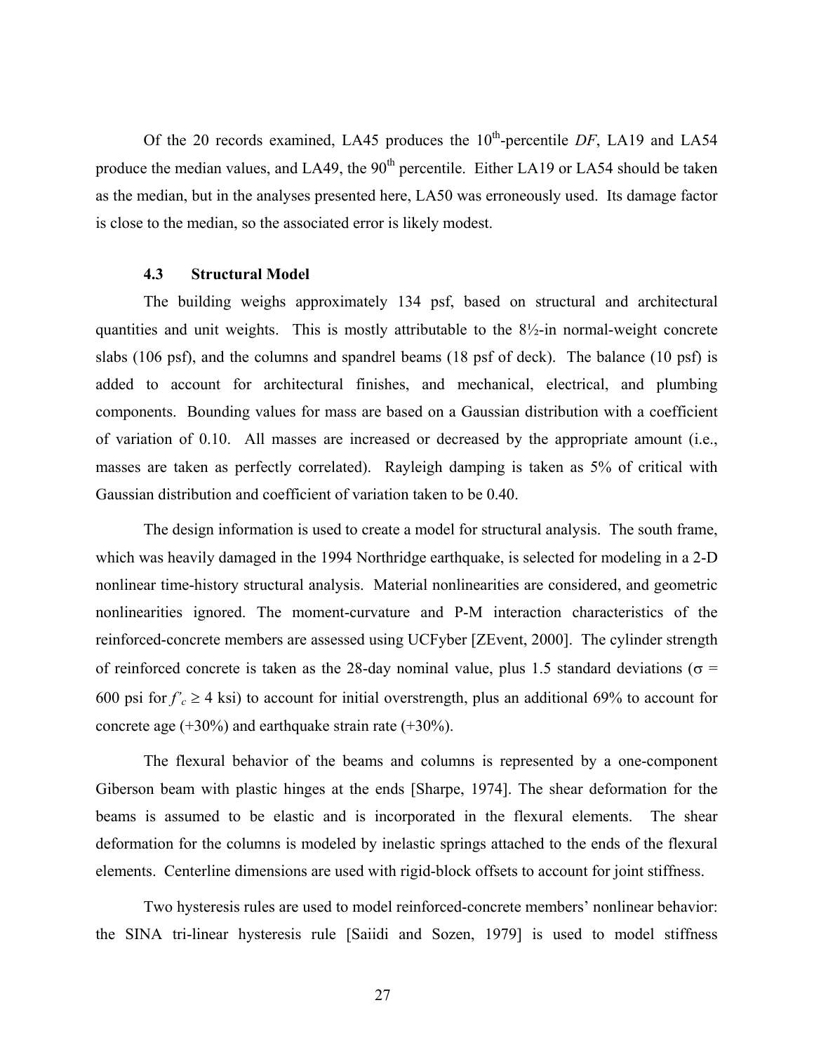Of the 20 records examined, LA45 produces the $10^{th}$-percentile *DF*, LA19 and LA54 produce the median values, and LA49, the $90^{th}$ percentile. Either LA19 or LA54 should be taken as the median, but in the analyses presented here, LA50 was erroneously used. Its damage factor is close to the median, so the associated error is likely modest.

### 4.3 Structural Model

The building weighs approximately 134 psf, based on structural and architectural quantities and unit weights. This is mostly attributable to the 8½-in normal-weight concrete slabs (106 psf), and the columns and spandrel beams (18 psf of deck). The balance (10 psf) is added to account for architectural finishes, and mechanical, electrical, and plumbing components. Bounding values for mass are based on a Gaussian distribution with a coefficient of variation of 0.10. All masses are increased or decreased by the appropriate amount (i.e., masses are taken as perfectly correlated). Rayleigh damping is taken as 5% of critical with Gaussian distribution and coefficient of variation taken to be 0.40.

The design information is used to create a model for structural analysis. The south frame, which was heavily damaged in the 1994 Northridge earthquake, is selected for modeling in a 2-D nonlinear time-history structural analysis. Material nonlinearities are considered, and geometric nonlinearities ignored. The moment-curvature and P-M interaction characteristics of the reinforced-concrete members are assessed using UCFyber [ZEvent, 2000]. The cylinder strength of reinforced concrete is taken as the 28-day nominal value, plus 1.5 standard deviations ($\sigma$ = 600 psi for $f'_c \geq 4$ ksi) to account for initial overstrength, plus an additional 69% to account for concrete age (+30%) and earthquake strain rate (+30%).

The flexural behavior of the beams and columns is represented by a one-component Giberson beam with plastic hinges at the ends [Sharpe, 1974]. The shear deformation for the beams is assumed to be elastic and is incorporated in the flexural elements. The shear deformation for the columns is modeled by inelastic springs attached to the ends of the flexural elements. Centerline dimensions are used with rigid-block offsets to account for joint stiffness.

Two hysteresis rules are used to model reinforced-concrete members' nonlinear behavior: the SINA tri-linear hysteresis rule [Saiidi and Sozen, 1979] is used to model stiffness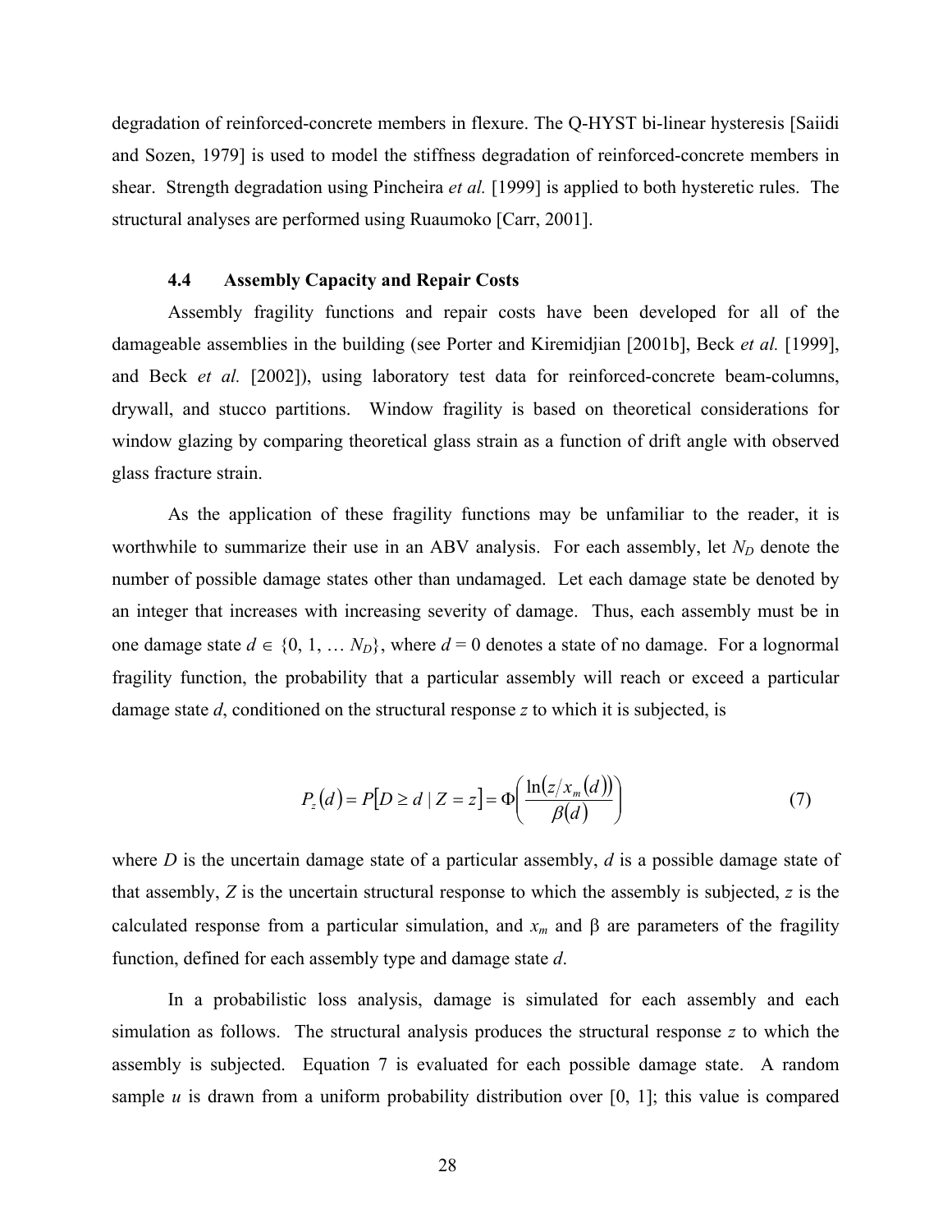degradation of reinforced-concrete members in flexure. The Q-HYST bi-linear hysteresis [Saiidi and Sozen, 1979] is used to model the stiffness degradation of reinforced-concrete members in shear. Strength degradation using Pincheira *et al.* [1999] is applied to both hysteretic rules. The structural analyses are performed using Ruaumoko [Carr, 2001].

### 4.4 Assembly Capacity and Repair Costs

Assembly fragility functions and repair costs have been developed for all of the damageable assemblies in the building (see Porter and Kiremidjian [2001b], Beck *et al.* [1999], and Beck *et al.* [2002]), using laboratory test data for reinforced-concrete beam-columns, drywall, and stucco partitions. Window fragility is based on theoretical considerations for window glazing by comparing theoretical glass strain as a function of drift angle with observed glass fracture strain.

As the application of these fragility functions may be unfamiliar to the reader, it is worthwhile to summarize their use in an ABV analysis. For each assembly, let $N_D$ denote the number of possible damage states other than undamaged. Let each damage state be denoted by an integer that increases with increasing severity of damage. Thus, each assembly must be in one damage state $d \in \{0, 1, \ldots N_D\}$, where $d = 0$ denotes a state of no damage. For a lognormal fragility function, the probability that a particular assembly will reach or exceed a particular damage state $d$, conditioned on the structural response $z$ to which it is subjected, is

$$P_z(d) = P[D \geq d \mid Z = z] = \Phi\left(\frac{\ln(z/x_m(d))}{\beta(d)}\right) \tag{7}$$

where $D$ is the uncertain damage state of a particular assembly, $d$ is a possible damage state of that assembly, $Z$ is the uncertain structural response to which the assembly is subjected, $z$ is the calculated response from a particular simulation, and $x_m$ and $\beta$ are parameters of the fragility function, defined for each assembly type and damage state $d$.

In a probabilistic loss analysis, damage is simulated for each assembly and each simulation as follows. The structural analysis produces the structural response $z$ to which the assembly is subjected. Equation 7 is evaluated for each possible damage state. A random sample $u$ is drawn from a uniform probability distribution over [0, 1]; this value is compared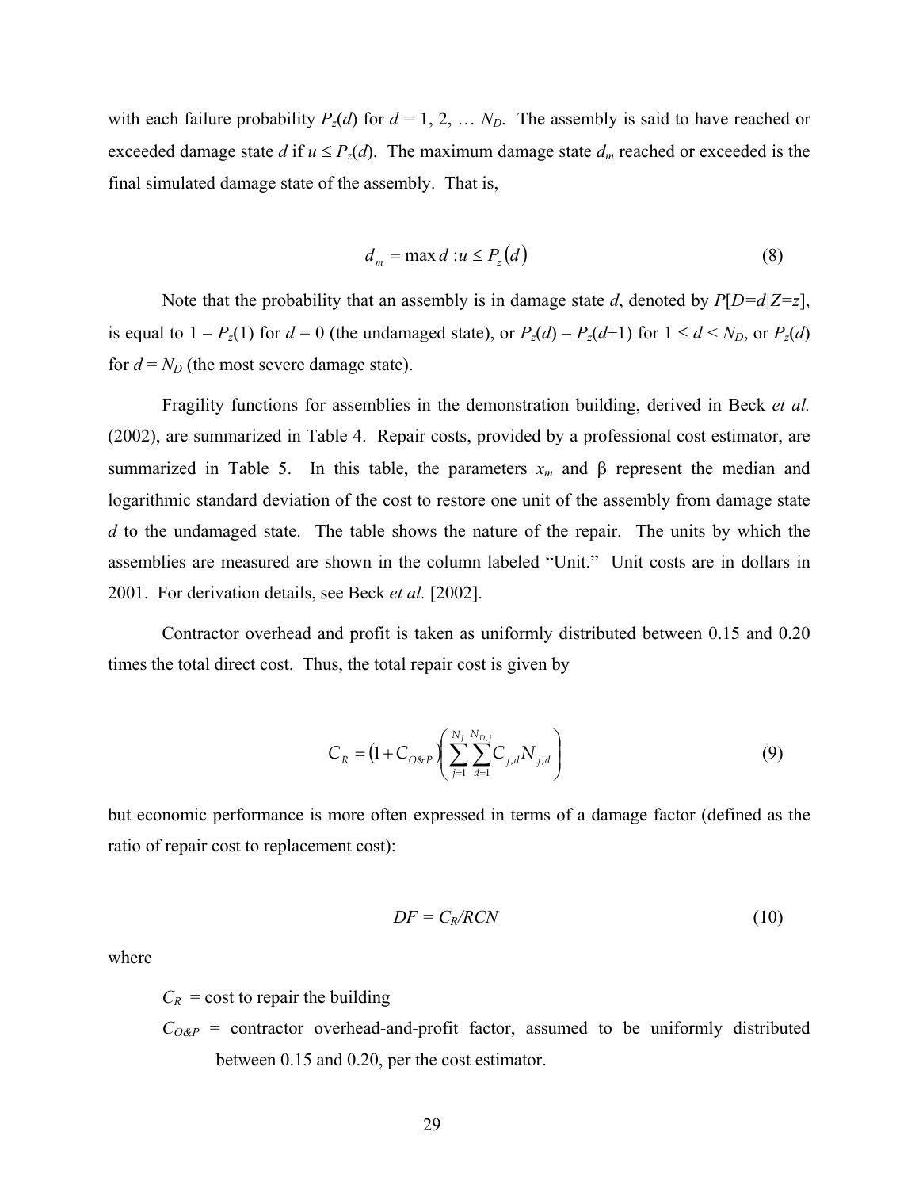with each failure probability $P_z(d)$ for $d = 1, 2, \ldots N_D$. The assembly is said to have reached or exceeded damage state $d$ if $u \leq P_z(d)$. The maximum damage state $d_m$ reached or exceeded is the final simulated damage state of the assembly. That is,

$$d_m = \max d : u \leq P_z(d) \tag{8}$$

Note that the probability that an assembly is in damage state $d$, denoted by $P[D=d|Z=z]$, is equal to $1 - P_z(1)$ for $d = 0$ (the undamaged state), or $P_z(d) - P_z(d+1)$ for $1 \leq d < N_D$, or $P_z(d)$ for $d = N_D$ (the most severe damage state).

Fragility functions for assemblies in the demonstration building, derived in Beck *et al.* (2002), are summarized in Table 4. Repair costs, provided by a professional cost estimator, are summarized in Table 5. In this table, the parameters $x_m$ and $\beta$ represent the median and logarithmic standard deviation of the cost to restore one unit of the assembly from damage state $d$ to the undamaged state. The table shows the nature of the repair. The units by which the assemblies are measured are shown in the column labeled "Unit." Unit costs are in dollars in 2001. For derivation details, see Beck *et al.* [2002].

Contractor overhead and profit is taken as uniformly distributed between 0.15 and 0.20 times the total direct cost. Thus, the total repair cost is given by

$$C_R = \left(1 + C_{O\&P}\right)\left(\sum_{j=1}^{N_J}\sum_{d=1}^{N_{D,j}} C_{j,d} N_{j,d}\right) \tag{9}$$

but economic performance is more often expressed in terms of a damage factor (defined as the ratio of repair cost to replacement cost):

$$DF = C_R / RCN \tag{10}$$

where

$C_R$ = cost to repair the building

$C_{O\&P}$ = contractor overhead-and-profit factor, assumed to be uniformly distributed between 0.15 and 0.20, per the cost estimator.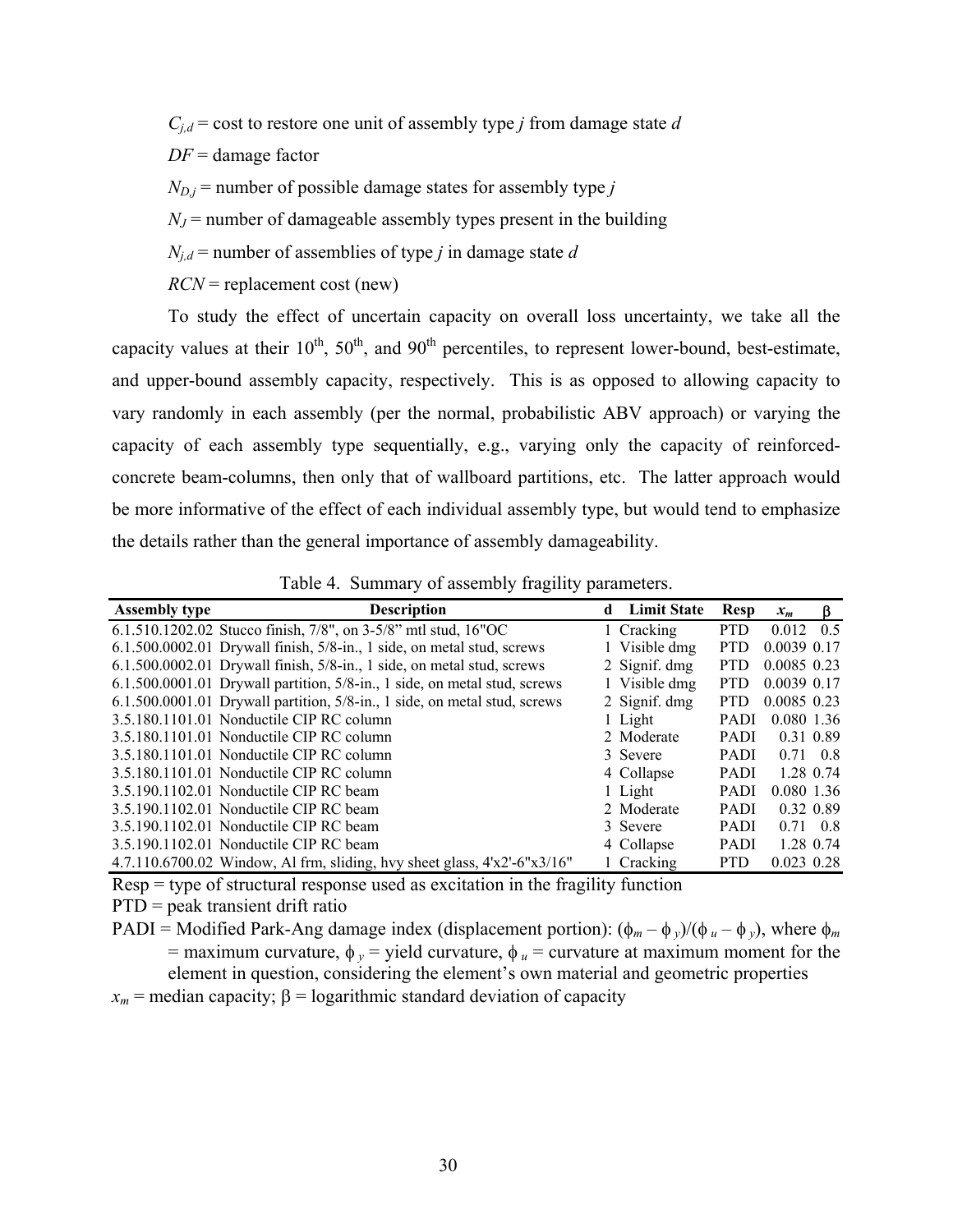$C_{j,d}$ = cost to restore one unit of assembly type $j$ from damage state $d$

$DF$ = damage factor

$N_{D,j}$ = number of possible damage states for assembly type $j$

$N_J$ = number of damageable assembly types present in the building

$N_{j,d}$ = number of assemblies of type $j$ in damage state $d$

$RCN$ = replacement cost (new)

To study the effect of uncertain capacity on overall loss uncertainty, we take all the capacity values at their 10th, 50th, and 90th percentiles, to represent lower-bound, best-estimate, and upper-bound assembly capacity, respectively. This is as opposed to allowing capacity to vary randomly in each assembly (per the normal, probabilistic ABV approach) or varying the capacity of each assembly type sequentially, e.g., varying only the capacity of reinforced-concrete beam-columns, then only that of wallboard partitions, etc. The latter approach would be more informative of the effect of each individual assembly type, but would tend to emphasize the details rather than the general importance of assembly damageability.

Table 4. Summary of assembly fragility parameters.

| Assembly type | Description | d | Limit State | Resp | $x_m$ | $\beta$ |
|---|---|---|---|---|---|---|
| 6.1.510.1202.02 | Stucco finish, 7/8", on 3-5/8" mtl stud, 16"OC | 1 | Cracking | PTD | 0.012 | 0.5 |
| 6.1.500.0002.01 | Drywall finish, 5/8-in., 1 side, on metal stud, screws | 1 | Visible dmg | PTD | 0.0039 | 0.17 |
| 6.1.500.0002.01 | Drywall finish, 5/8-in., 1 side, on metal stud, screws | 2 | Signif. dmg | PTD | 0.0085 | 0.23 |
| 6.1.500.0001.01 | Drywall partition, 5/8-in., 1 side, on metal stud, screws | 1 | Visible dmg | PTD | 0.0039 | 0.17 |
| 6.1.500.0001.01 | Drywall partition, 5/8-in., 1 side, on metal stud, screws | 2 | Signif. dmg | PTD | 0.0085 | 0.23 |
| 3.5.180.1101.01 | Nonductile CIP RC column | 1 | Light | PADI | 0.080 | 1.36 |
| 3.5.180.1101.01 | Nonductile CIP RC column | 2 | Moderate | PADI | 0.31 | 0.89 |
| 3.5.180.1101.01 | Nonductile CIP RC column | 3 | Severe | PADI | 0.71 | 0.8 |
| 3.5.180.1101.01 | Nonductile CIP RC column | 4 | Collapse | PADI | 1.28 | 0.74 |
| 3.5.190.1102.01 | Nonductile CIP RC beam | 1 | Light | PADI | 0.080 | 1.36 |
| 3.5.190.1102.01 | Nonductile CIP RC beam | 2 | Moderate | PADI | 0.32 | 0.89 |
| 3.5.190.1102.01 | Nonductile CIP RC beam | 3 | Severe | PADI | 0.71 | 0.8 |
| 3.5.190.1102.01 | Nonductile CIP RC beam | 4 | Collapse | PADI | 1.28 | 0.74 |
| 4.7.110.6700.02 | Window, Al frm, sliding, hvy sheet glass, 4'x2'-6"x3/16" | 1 | Cracking | PTD | 0.023 | 0.28 |

Resp = type of structural response used as excitation in the fragility function

PTD = peak transient drift ratio

PADI = Modified Park-Ang damage index (displacement portion): $(\phi_m - \phi_y)/(\phi_u - \phi_y)$, where $\phi_m$ = maximum curvature, $\phi_y$ = yield curvature, $\phi_u$ = curvature at maximum moment for the element in question, considering the element's own material and geometric properties

$x_m$ = median capacity; $\beta$ = logarithmic standard deviation of capacity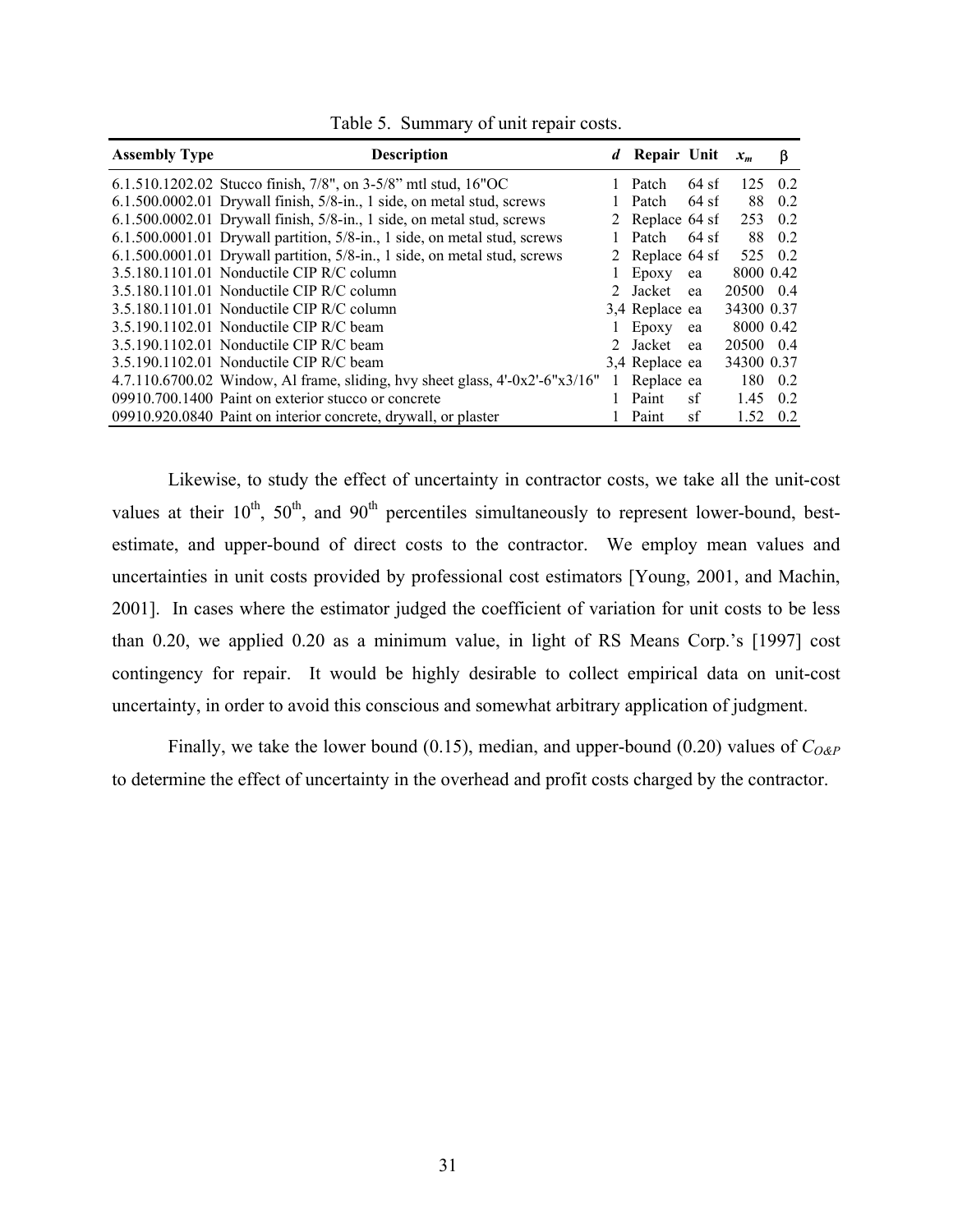Table 5. Summary of unit repair costs.

| Assembly Type | Description | *d* | Repair | Unit | $x_m$ | β |
|---|---|---|---|---|---|---|
| 6.1.510.1202.02 | Stucco finish, 7/8", on 3-5/8" mtl stud, 16"OC | 1 | Patch | 64 sf | 125 | 0.2 |
| 6.1.500.0002.01 | Drywall finish, 5/8-in., 1 side, on metal stud, screws | 1 | Patch | 64 sf | 88 | 0.2 |
| 6.1.500.0002.01 | Drywall finish, 5/8-in., 1 side, on metal stud, screws | 2 | Replace | 64 sf | 253 | 0.2 |
| 6.1.500.0001.01 | Drywall partition, 5/8-in., 1 side, on metal stud, screws | 1 | Patch | 64 sf | 88 | 0.2 |
| 6.1.500.0001.01 | Drywall partition, 5/8-in., 1 side, on metal stud, screws | 2 | Replace | 64 sf | 525 | 0.2 |
| 3.5.180.1101.01 | Nonductile CIP R/C column | 1 | Epoxy | ea | 8000 | 0.42 |
| 3.5.180.1101.01 | Nonductile CIP R/C column | 2 | Jacket | ea | 20500 | 0.4 |
| 3.5.180.1101.01 | Nonductile CIP R/C column | 3,4 | Replace | ea | 34300 | 0.37 |
| 3.5.190.1102.01 | Nonductile CIP R/C beam | 1 | Epoxy | ea | 8000 | 0.42 |
| 3.5.190.1102.01 | Nonductile CIP R/C beam | 2 | Jacket | ea | 20500 | 0.4 |
| 3.5.190.1102.01 | Nonductile CIP R/C beam | 3,4 | Replace | ea | 34300 | 0.37 |
| 4.7.110.6700.02 | Window, Al frame, sliding, hvy sheet glass, 4'-0x2'-6"x3/16" | 1 | Replace | ea | 180 | 0.2 |
| 09910.700.1400 | Paint on exterior stucco or concrete | 1 | Paint | sf | 1.45 | 0.2 |
| 09910.920.0840 | Paint on interior concrete, drywall, or plaster | 1 | Paint | sf | 1.52 | 0.2 |

Likewise, to study the effect of uncertainty in contractor costs, we take all the unit-cost values at their 10th, 50th, and 90th percentiles simultaneously to represent lower-bound, best-estimate, and upper-bound of direct costs to the contractor. We employ mean values and uncertainties in unit costs provided by professional cost estimators [Young, 2001, and Machin, 2001]. In cases where the estimator judged the coefficient of variation for unit costs to be less than 0.20, we applied 0.20 as a minimum value, in light of RS Means Corp.'s [1997] cost contingency for repair. It would be highly desirable to collect empirical data on unit-cost uncertainty, in order to avoid this conscious and somewhat arbitrary application of judgment.

Finally, we take the lower bound (0.15), median, and upper-bound (0.20) values of $C_{O\&P}$ to determine the effect of uncertainty in the overhead and profit costs charged by the contractor.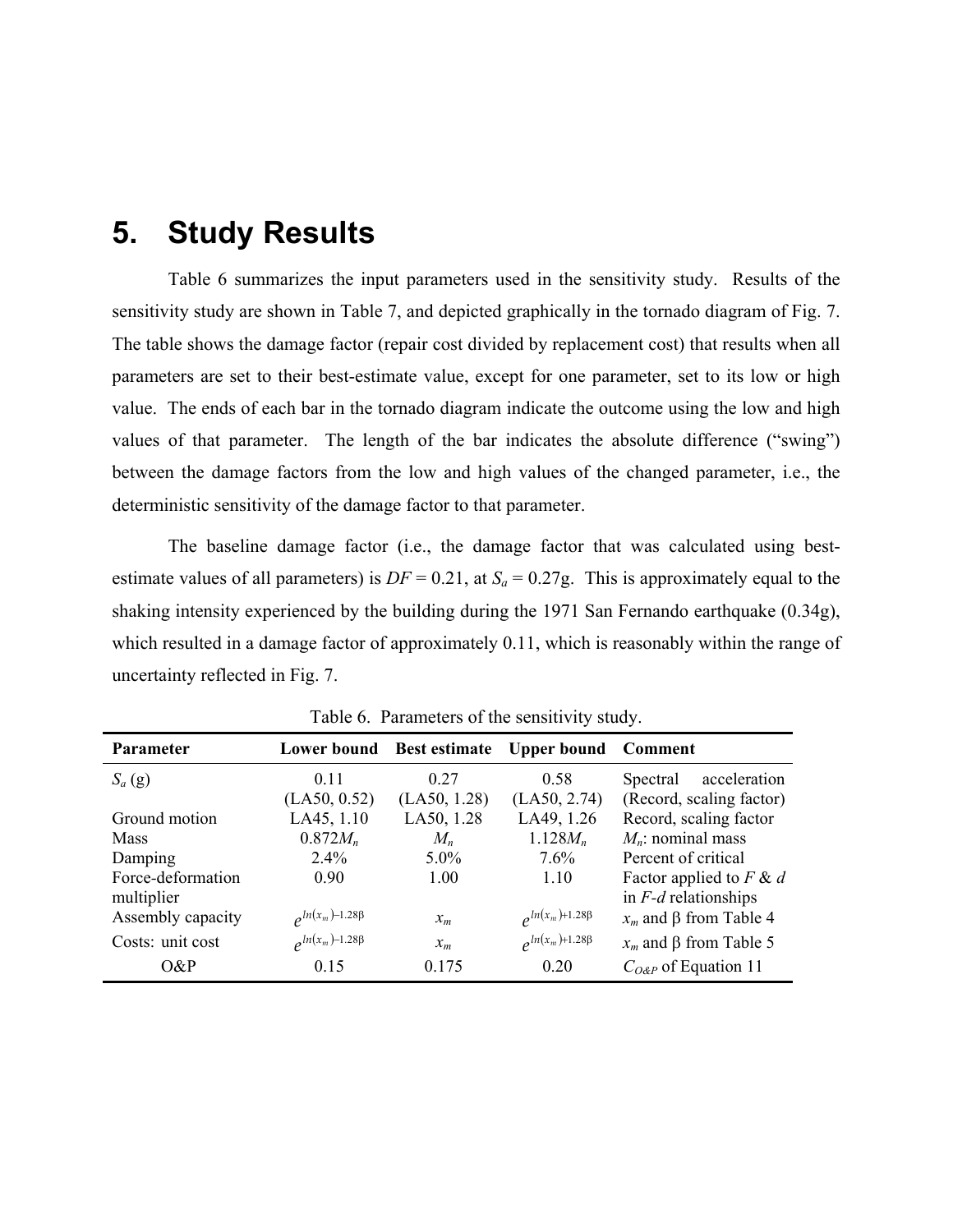# 5. Study Results

Table 6 summarizes the input parameters used in the sensitivity study. Results of the sensitivity study are shown in Table 7, and depicted graphically in the tornado diagram of Fig. 7. The table shows the damage factor (repair cost divided by replacement cost) that results when all parameters are set to their best-estimate value, except for one parameter, set to its low or high value. The ends of each bar in the tornado diagram indicate the outcome using the low and high values of that parameter. The length of the bar indicates the absolute difference ("swing") between the damage factors from the low and high values of the changed parameter, i.e., the deterministic sensitivity of the damage factor to that parameter.

The baseline damage factor (i.e., the damage factor that was calculated using best-estimate values of all parameters) is $DF = 0.21$, at $S_a = 0.27$g. This is approximately equal to the shaking intensity experienced by the building during the 1971 San Fernando earthquake (0.34g), which resulted in a damage factor of approximately 0.11, which is reasonably within the range of uncertainty reflected in Fig. 7.

Table 6. Parameters of the sensitivity study.

| Parameter | Lower bound | Best estimate | Upper bound | Comment |
|---|---|---|---|---|
| $S_a$ (g) | 0.11 (LA50, 0.52) | 0.27 (LA50, 1.28) | 0.58 (LA50, 2.74) | Spectral acceleration (Record, scaling factor) |
| Ground motion | LA45, 1.10 | LA50, 1.28 | LA49, 1.26 | Record, scaling factor |
| Mass | $0.872M_n$ | $M_n$ | $1.128M_n$ | $M_n$: nominal mass |
| Damping | 2.4% | 5.0% | 7.6% | Percent of critical |
| Force-deformation multiplier | 0.90 | 1.00 | 1.10 | Factor applied to $F$ & $d$ in $F$-$d$ relationships |
| Assembly capacity | $e^{ln(x_m)-1.28\beta}$ | $x_m$ | $e^{ln(x_m)+1.28\beta}$ | $x_m$ and $\beta$ from Table 4 |
| Costs: unit cost | $e^{ln(x_m)-1.28\beta}$ | $x_m$ | $e^{ln(x_m)+1.28\beta}$ | $x_m$ and $\beta$ from Table 5 |
| O&P | 0.15 | 0.175 | 0.20 | $C_{O\&P}$ of Equation 11 |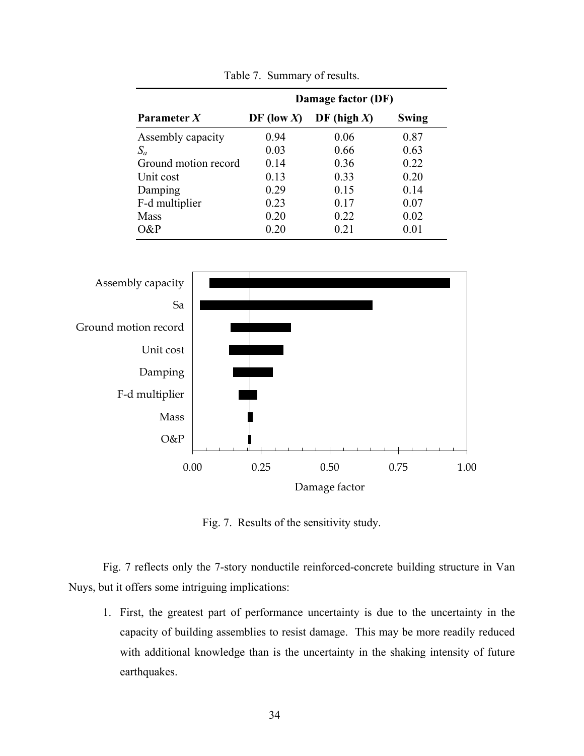Table 7. Summary of results.

| Parameter $X$ | DF (low $X$) | DF (high $X$) | Swing |
|---|---|---|---|
| | **Damage factor (DF)** | | |
| Assembly capacity | 0.94 | 0.06 | 0.87 |
| $S_a$ | 0.03 | 0.66 | 0.63 |
| Ground motion record | 0.14 | 0.36 | 0.22 |
| Unit cost | 0.13 | 0.33 | 0.20 |
| Damping | 0.29 | 0.15 | 0.14 |
| F-d multiplier | 0.23 | 0.17 | 0.07 |
| Mass | 0.20 | 0.22 | 0.02 |
| O&P | 0.20 | 0.21 | 0.01 |

Fig. 7. Results of the sensitivity study.

Fig. 7 reflects only the 7-story nonductile reinforced-concrete building structure in Van Nuys, but it offers some intriguing implications:

1. First, the greatest part of performance uncertainty is due to the uncertainty in the capacity of building assemblies to resist damage. This may be more readily reduced with additional knowledge than is the uncertainty in the shaking intensity of future earthquakes.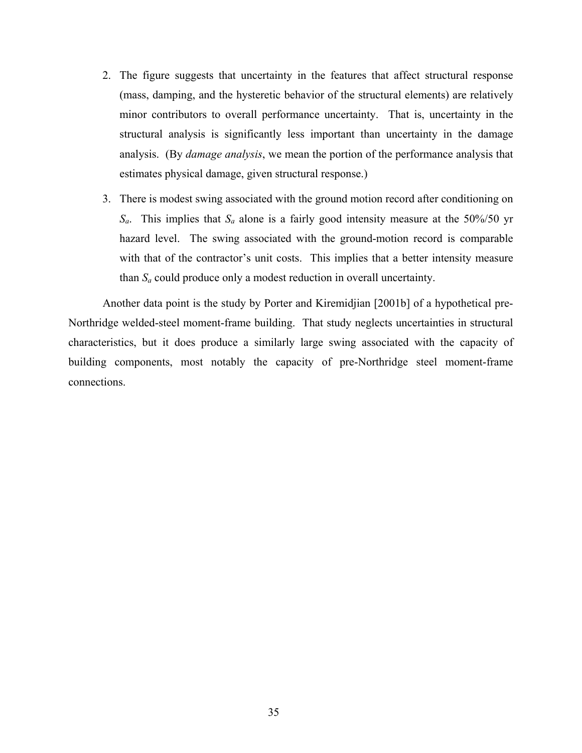2. The figure suggests that uncertainty in the features that affect structural response (mass, damping, and the hysteretic behavior of the structural elements) are relatively minor contributors to overall performance uncertainty. That is, uncertainty in the structural analysis is significantly less important than uncertainty in the damage analysis. (By *damage analysis*, we mean the portion of the performance analysis that estimates physical damage, given structural response.)

3. There is modest swing associated with the ground motion record after conditioning on $S_a$. This implies that $S_a$ alone is a fairly good intensity measure at the 50%/50 yr hazard level. The swing associated with the ground-motion record is comparable with that of the contractor's unit costs. This implies that a better intensity measure than $S_a$ could produce only a modest reduction in overall uncertainty.

Another data point is the study by Porter and Kiremidjian [2001b] of a hypothetical pre-Northridge welded-steel moment-frame building. That study neglects uncertainties in structural characteristics, but it does produce a similarly large swing associated with the capacity of building components, most notably the capacity of pre-Northridge steel moment-frame connections.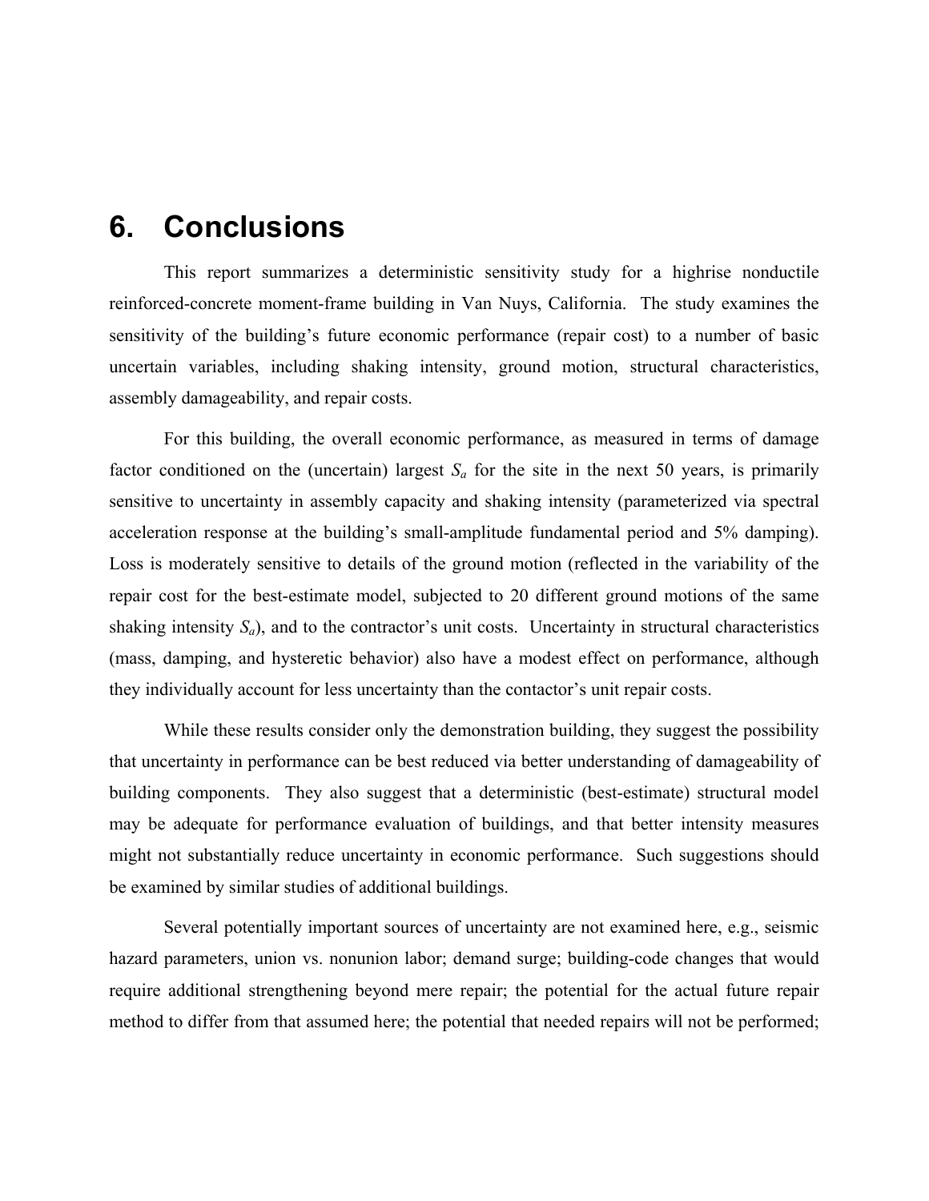# 6. Conclusions

This report summarizes a deterministic sensitivity study for a highrise nonductile reinforced-concrete moment-frame building in Van Nuys, California. The study examines the sensitivity of the building's future economic performance (repair cost) to a number of basic uncertain variables, including shaking intensity, ground motion, structural characteristics, assembly damageability, and repair costs.

For this building, the overall economic performance, as measured in terms of damage factor conditioned on the (uncertain) largest $S_a$ for the site in the next 50 years, is primarily sensitive to uncertainty in assembly capacity and shaking intensity (parameterized via spectral acceleration response at the building's small-amplitude fundamental period and 5% damping). Loss is moderately sensitive to details of the ground motion (reflected in the variability of the repair cost for the best-estimate model, subjected to 20 different ground motions of the same shaking intensity $S_a$), and to the contractor's unit costs. Uncertainty in structural characteristics (mass, damping, and hysteretic behavior) also have a modest effect on performance, although they individually account for less uncertainty than the contactor's unit repair costs.

While these results consider only the demonstration building, they suggest the possibility that uncertainty in performance can be best reduced via better understanding of damageability of building components. They also suggest that a deterministic (best-estimate) structural model may be adequate for performance evaluation of buildings, and that better intensity measures might not substantially reduce uncertainty in economic performance. Such suggestions should be examined by similar studies of additional buildings.

Several potentially important sources of uncertainty are not examined here, e.g., seismic hazard parameters, union vs. nonunion labor; demand surge; building-code changes that would require additional strengthening beyond mere repair; the potential for the actual future repair method to differ from that assumed here; the potential that needed repairs will not be performed;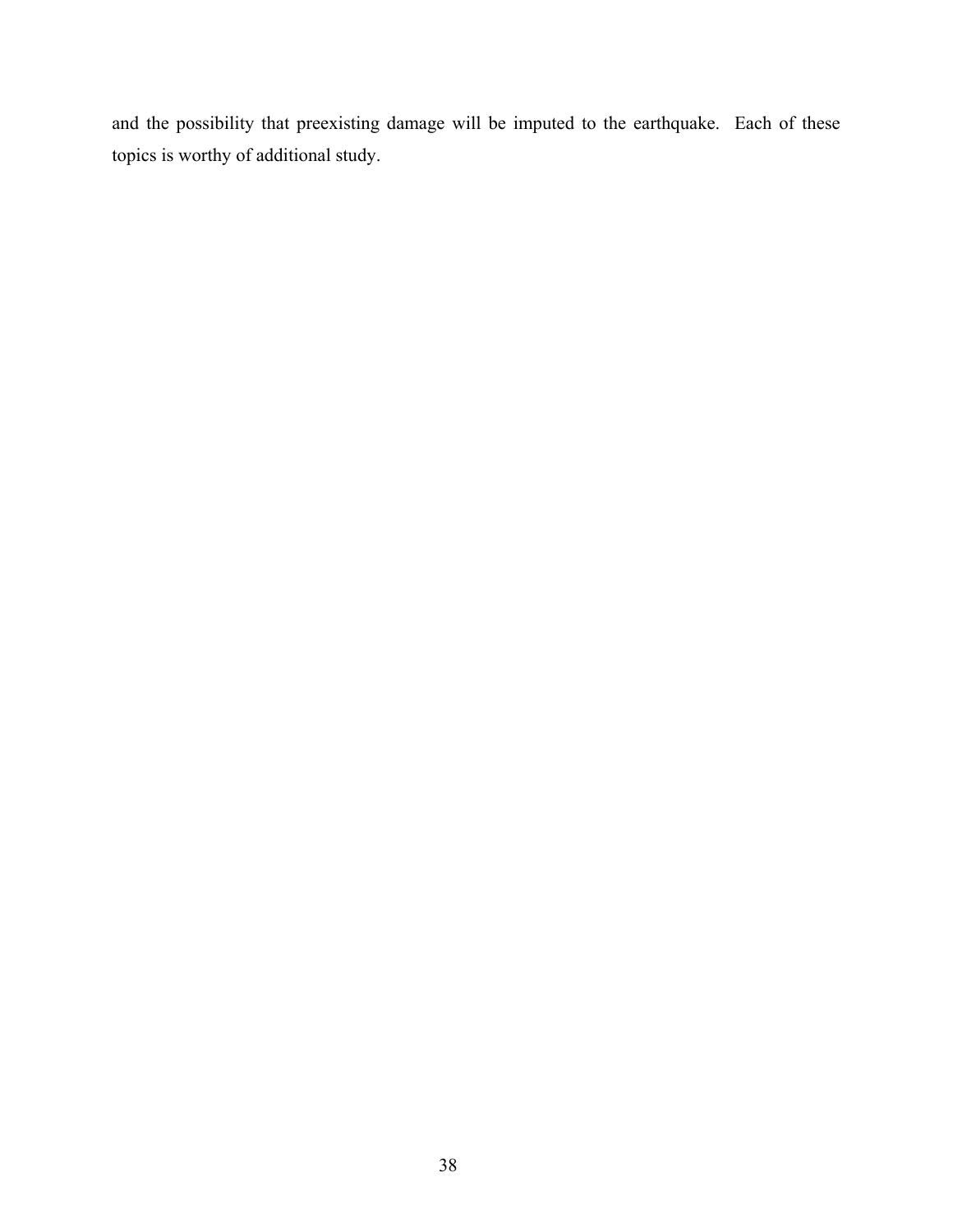and the possibility that preexisting damage will be imputed to the earthquake. Each of these topics is worthy of additional study.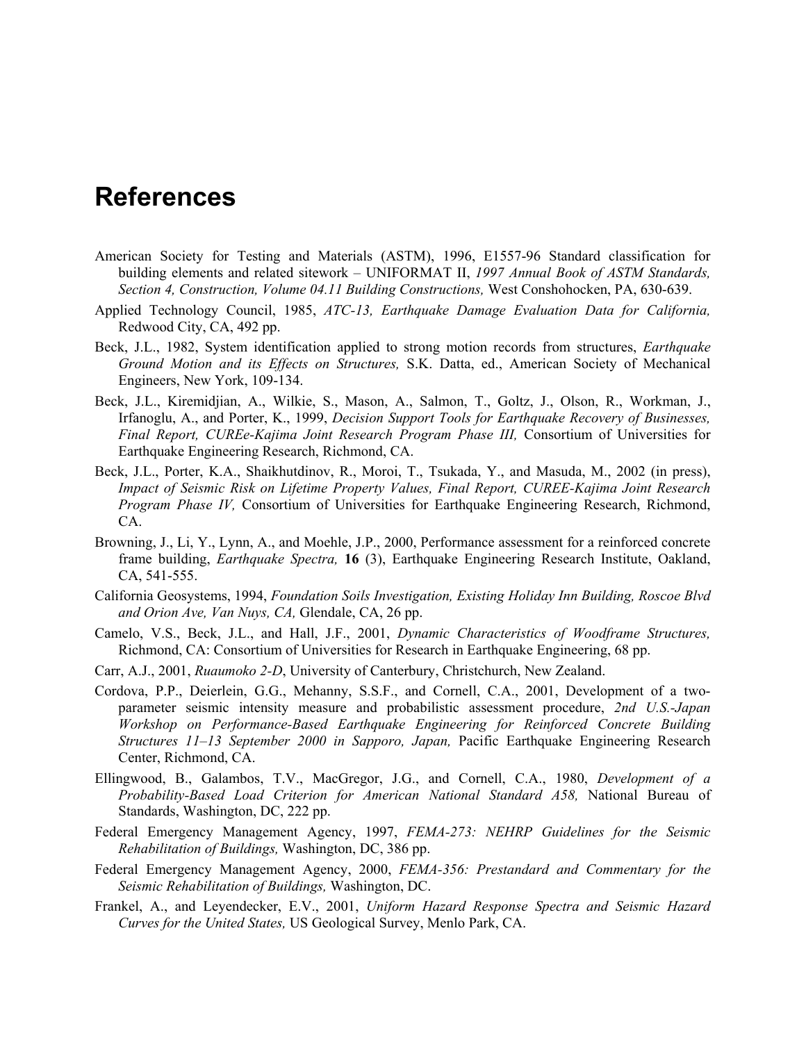# References

American Society for Testing and Materials (ASTM), 1996, E1557-96 Standard classification for building elements and related sitework – UNIFORMAT II, *1997 Annual Book of ASTM Standards, Section 4, Construction, Volume 04.11 Building Constructions,* West Conshohocken, PA, 630-639.

Applied Technology Council, 1985, *ATC-13, Earthquake Damage Evaluation Data for California,* Redwood City, CA, 492 pp.

Beck, J.L., 1982, System identification applied to strong motion records from structures, *Earthquake Ground Motion and its Effects on Structures,* S.K. Datta, ed., American Society of Mechanical Engineers, New York, 109-134.

Beck, J.L., Kiremidjian, A., Wilkie, S., Mason, A., Salmon, T., Goltz, J., Olson, R., Workman, J., Irfanoglu, A., and Porter, K., 1999, *Decision Support Tools for Earthquake Recovery of Businesses, Final Report, CUREe-Kajima Joint Research Program Phase III,* Consortium of Universities for Earthquake Engineering Research, Richmond, CA.

Beck, J.L., Porter, K.A., Shaikhutdinov, R., Moroi, T., Tsukada, Y., and Masuda, M., 2002 (in press), *Impact of Seismic Risk on Lifetime Property Values, Final Report, CUREE-Kajima Joint Research Program Phase IV,* Consortium of Universities for Earthquake Engineering Research, Richmond, CA.

Browning, J., Li, Y., Lynn, A., and Moehle, J.P., 2000, Performance assessment for a reinforced concrete frame building, *Earthquake Spectra,* **16** (3), Earthquake Engineering Research Institute, Oakland, CA, 541-555.

California Geosystems, 1994, *Foundation Soils Investigation, Existing Holiday Inn Building, Roscoe Blvd and Orion Ave, Van Nuys, CA,* Glendale, CA, 26 pp.

Camelo, V.S., Beck, J.L., and Hall, J.F., 2001, *Dynamic Characteristics of Woodframe Structures,* Richmond, CA: Consortium of Universities for Research in Earthquake Engineering, 68 pp.

Carr, A.J., 2001, *Ruaumoko 2-D*, University of Canterbury, Christchurch, New Zealand.

Cordova, P.P., Deierlein, G.G., Mehanny, S.S.F., and Cornell, C.A., 2001, Development of a two-parameter seismic intensity measure and probabilistic assessment procedure, *2nd U.S.-Japan Workshop on Performance-Based Earthquake Engineering for Reinforced Concrete Building Structures 11–13 September 2000 in Sapporo, Japan,* Pacific Earthquake Engineering Research Center, Richmond, CA.

Ellingwood, B., Galambos, T.V., MacGregor, J.G., and Cornell, C.A., 1980, *Development of a Probability-Based Load Criterion for American National Standard A58,* National Bureau of Standards, Washington, DC, 222 pp.

Federal Emergency Management Agency, 1997, *FEMA-273: NEHRP Guidelines for the Seismic Rehabilitation of Buildings,* Washington, DC, 386 pp.

Federal Emergency Management Agency, 2000, *FEMA-356: Prestandard and Commentary for the Seismic Rehabilitation of Buildings,* Washington, DC.

Frankel, A., and Leyendecker, E.V., 2001, *Uniform Hazard Response Spectra and Seismic Hazard Curves for the United States,* US Geological Survey, Menlo Park, CA.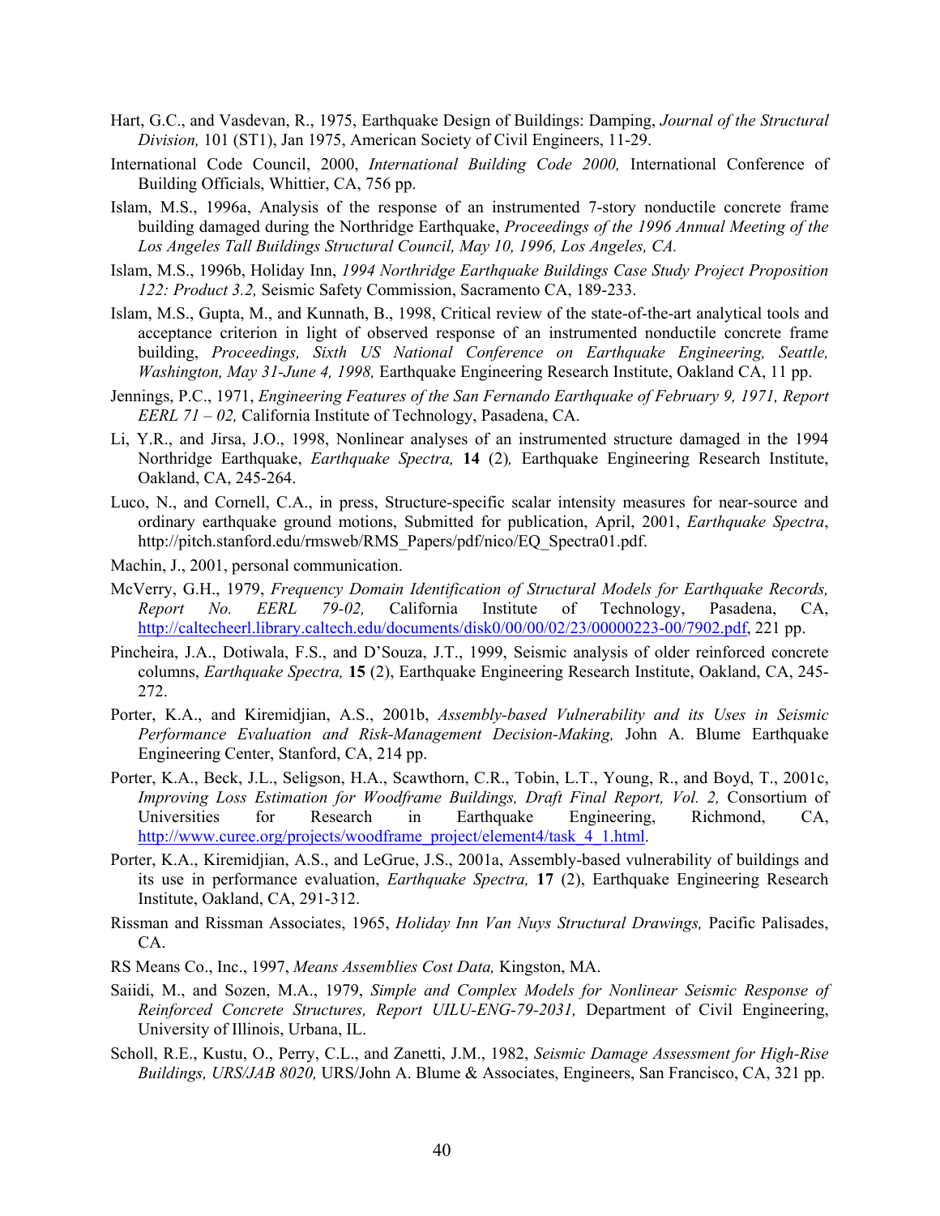Hart, G.C., and Vasdevan, R., 1975, Earthquake Design of Buildings: Damping, *Journal of the Structural Division,* 101 (ST1), Jan 1975, American Society of Civil Engineers, 11-29.

International Code Council, 2000, *International Building Code 2000,* International Conference of Building Officials, Whittier, CA, 756 pp.

Islam, M.S., 1996a, Analysis of the response of an instrumented 7-story nonductile concrete frame building damaged during the Northridge Earthquake, *Proceedings of the 1996 Annual Meeting of the Los Angeles Tall Buildings Structural Council, May 10, 1996, Los Angeles, CA.*

Islam, M.S., 1996b, Holiday Inn, *1994 Northridge Earthquake Buildings Case Study Project Proposition 122: Product 3.2,* Seismic Safety Commission, Sacramento CA, 189-233.

Islam, M.S., Gupta, M., and Kunnath, B., 1998, Critical review of the state-of-the-art analytical tools and acceptance criterion in light of observed response of an instrumented nonductile concrete frame building, *Proceedings, Sixth US National Conference on Earthquake Engineering, Seattle, Washington, May 31-June 4, 1998,* Earthquake Engineering Research Institute, Oakland CA, 11 pp.

Jennings, P.C., 1971, *Engineering Features of the San Fernando Earthquake of February 9, 1971, Report EERL 71 – 02,* California Institute of Technology, Pasadena, CA.

Li, Y.R., and Jirsa, J.O., 1998, Nonlinear analyses of an instrumented structure damaged in the 1994 Northridge Earthquake, *Earthquake Spectra,* **14** (2)*,* Earthquake Engineering Research Institute, Oakland, CA, 245-264.

Luco, N., and Cornell, C.A., in press, Structure-specific scalar intensity measures for near-source and ordinary earthquake ground motions, Submitted for publication, April, 2001, *Earthquake Spectra*, http://pitch.stanford.edu/rmsweb/RMS_Papers/pdf/nico/EQ_Spectra01.pdf.

Machin, J., 2001, personal communication.

McVerry, G.H., 1979, *Frequency Domain Identification of Structural Models for Earthquake Records, Report No. EERL 79-02,* California Institute of Technology, Pasadena, CA, http://caltecheerl.library.caltech.edu/documents/disk0/00/00/02/23/00000223-00/7902.pdf, 221 pp.

Pincheira, J.A., Dotiwala, F.S., and D'Souza, J.T., 1999, Seismic analysis of older reinforced concrete columns, *Earthquake Spectra,* **15** (2), Earthquake Engineering Research Institute, Oakland, CA, 245-272.

Porter, K.A., and Kiremidjian, A.S., 2001b, *Assembly-based Vulnerability and its Uses in Seismic Performance Evaluation and Risk-Management Decision-Making,* John A. Blume Earthquake Engineering Center, Stanford, CA, 214 pp.

Porter, K.A., Beck, J.L., Seligson, H.A., Scawthorn, C.R., Tobin, L.T., Young, R., and Boyd, T., 2001c, *Improving Loss Estimation for Woodframe Buildings, Draft Final Report, Vol. 2,* Consortium of Universities for Research in Earthquake Engineering, Richmond, CA, http://www.curee.org/projects/woodframe_project/element4/task_4_1.html.

Porter, K.A., Kiremidjian, A.S., and LeGrue, J.S., 2001a, Assembly-based vulnerability of buildings and its use in performance evaluation, *Earthquake Spectra,* **17** (2), Earthquake Engineering Research Institute, Oakland, CA, 291-312.

Rissman and Rissman Associates, 1965, *Holiday Inn Van Nuys Structural Drawings,* Pacific Palisades, CA.

RS Means Co., Inc., 1997, *Means Assemblies Cost Data,* Kingston, MA.

Saiidi, M., and Sozen, M.A., 1979, *Simple and Complex Models for Nonlinear Seismic Response of Reinforced Concrete Structures, Report UILU-ENG-79-2031,* Department of Civil Engineering, University of Illinois, Urbana, IL.

Scholl, R.E., Kustu, O., Perry, C.L., and Zanetti, J.M., 1982, *Seismic Damage Assessment for High-Rise Buildings, URS/JAB 8020,* URS/John A. Blume & Associates, Engineers, San Francisco, CA, 321 pp.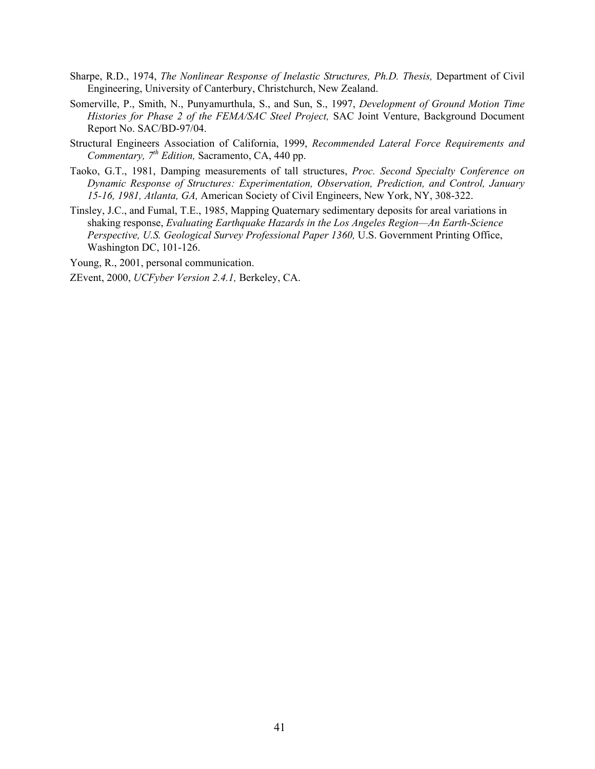Sharpe, R.D., 1974, *The Nonlinear Response of Inelastic Structures, Ph.D. Thesis,* Department of Civil Engineering, University of Canterbury, Christchurch, New Zealand.

Somerville, P., Smith, N., Punyamurthula, S., and Sun, S., 1997, *Development of Ground Motion Time Histories for Phase 2 of the FEMA/SAC Steel Project,* SAC Joint Venture, Background Document Report No. SAC/BD-97/04.

Structural Engineers Association of California, 1999, *Recommended Lateral Force Requirements and Commentary, 7th Edition,* Sacramento, CA, 440 pp.

Taoko, G.T., 1981, Damping measurements of tall structures, *Proc. Second Specialty Conference on Dynamic Response of Structures: Experimentation, Observation, Prediction, and Control, January 15-16, 1981, Atlanta, GA,* American Society of Civil Engineers, New York, NY, 308-322.

Tinsley, J.C., and Fumal, T.E., 1985, Mapping Quaternary sedimentary deposits for areal variations in shaking response, *Evaluating Earthquake Hazards in the Los Angeles Region—An Earth-Science Perspective, U.S. Geological Survey Professional Paper 1360,* U.S. Government Printing Office, Washington DC, 101-126.

Young, R., 2001, personal communication.

ZEvent, 2000, *UCFyber Version 2.4.1,* Berkeley, CA.